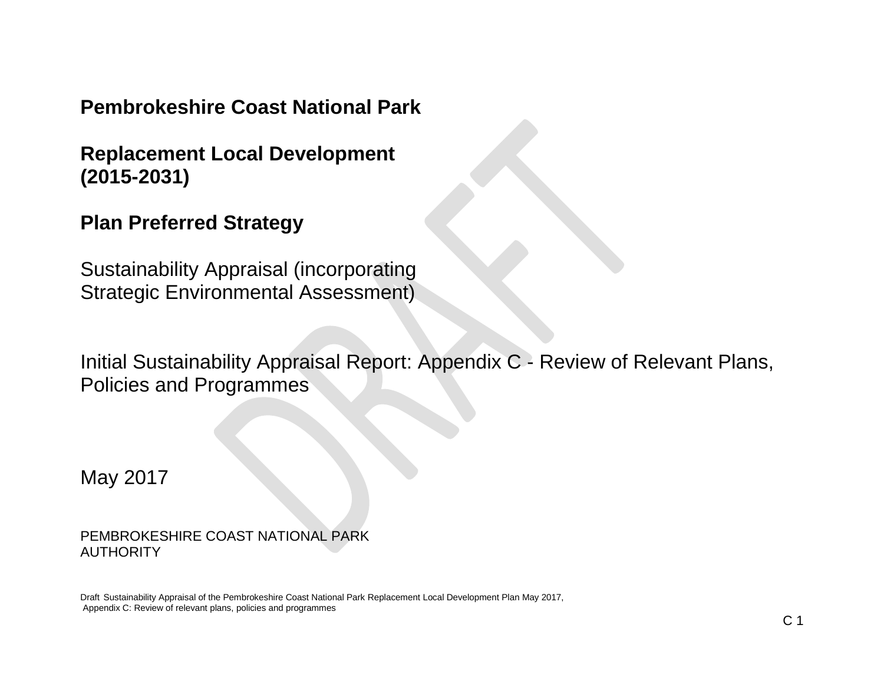# Pembrokeshire Coast National Park

## Replacement Local Development (2015-2031)

## Plan Preferred Strategy

Sustainability Appraisal (incorporating Strategic Environmental Assessment)

Initial Sustainability Appraisal Report: Appendix C - Review of Relevant Plans, Policies and Programmes

May 2017

PEMBROKESHIRE COAST NATIONAL PARK AUTHORITY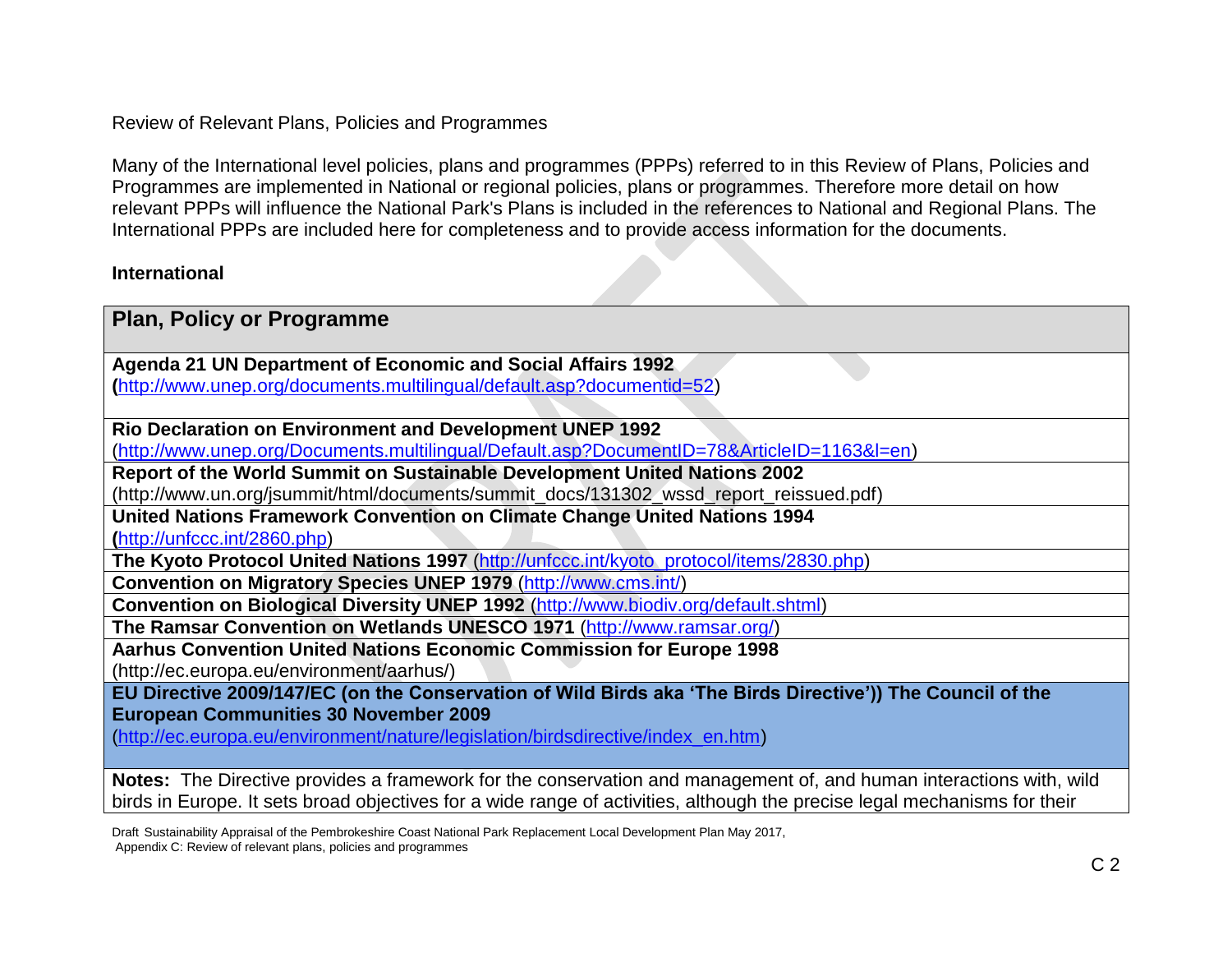Review of Relevant Plans, Policies and Programmes

Many of the International level policies, plans and programmes (PPPs) referred to in this Review of Plans, Policies and Programmes are implemented in National or regional policies, plans or programmes. Therefore more detail on how relevant PPPs will influence the National Park's Plans is included in the references to National and Regional Plans. The International PPPs are included here for completeness and to provide access information for the documents.

**International**

| Plan, Policy or Programme |
|---|
| **Agenda 21 UN Department of Economic and Social Affairs 1992** **(**http://www.unep.org/documents.multilingual/default.asp?documentid=52) |
| **Rio Declaration on Environment and Development UNEP 1992** (http://www.unep.org/Documents.multilingual/Default.asp?DocumentID=78&ArticleID=1163&l=en) |
| **Report of the World Summit on Sustainable Development United Nations 2002** (http://www.un.org/jsummit/html/documents/summit_docs/131302_wssd_report_reissued.pdf) |
| **United Nations Framework Convention on Climate Change United Nations 1994** **(**http://unfccc.int/2860.php) |
| **The Kyoto Protocol United Nations 1997** (http://unfccc.int/kyoto_protocol/items/2830.php) |
| **Convention on Migratory Species UNEP 1979** (http://www.cms.int/) |
| **Convention on Biological Diversity UNEP 1992** (http://www.biodiv.org/default.shtml) |
| **The Ramsar Convention on Wetlands UNESCO 1971** (http://www.ramsar.org/) |
| **Aarhus Convention United Nations Economic Commission for Europe 1998** (http://ec.europa.eu/environment/aarhus/) |
| **EU Directive 2009/147/EC (on the Conservation of Wild Birds aka 'The Birds Directive')) The Council of the European Communities 30 November 2009** (http://ec.europa.eu/environment/nature/legislation/birdsdirective/index_en.htm) |
| **Notes:** The Directive provides a framework for the conservation and management of, and human interactions with, wild birds in Europe. It sets broad objectives for a wide range of activities, although the precise legal mechanisms for their |

Draft Sustainability Appraisal of the Pembrokeshire Coast National Park Replacement Local Development Plan May 2017, Appendix C: Review of relevant plans, policies and programmes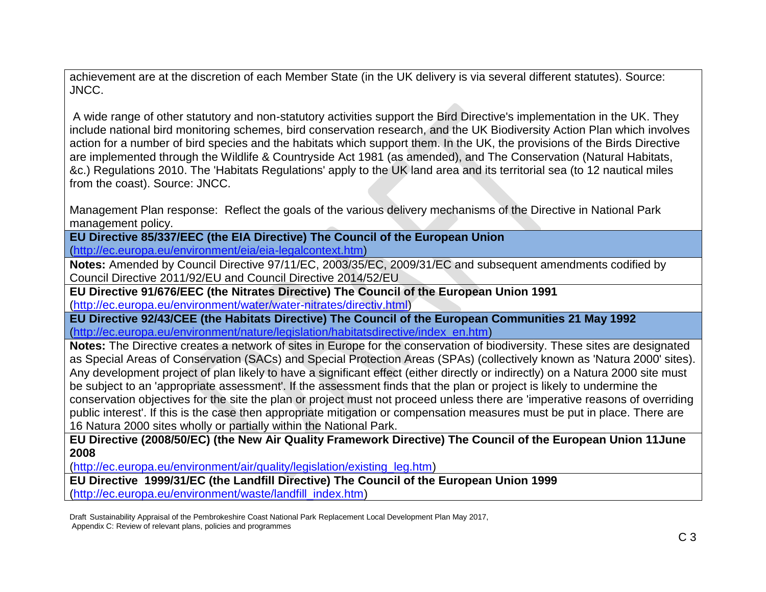achievement are at the discretion of each Member State (in the UK delivery is via several different statutes). Source: JNCC.

A wide range of other statutory and non-statutory activities support the Bird Directive's implementation in the UK. They include national bird monitoring schemes, bird conservation research, and the UK Biodiversity Action Plan which involves action for a number of bird species and the habitats which support them. In the UK, the provisions of the Birds Directive are implemented through the Wildlife & Countryside Act 1981 (as amended), and The Conservation (Natural Habitats, &c.) Regulations 2010. The 'Habitats Regulations' apply to the UK land area and its territorial sea (to 12 nautical miles from the coast). Source: JNCC.

Management Plan response: Reflect the goals of the various delivery mechanisms of the Directive in National Park management policy.

**EU Directive 85/337/EEC (the EIA Directive) The Council of the European Union**
(http://ec.europa.eu/environment/eia/eia-legalcontext.htm)

**Notes:** Amended by Council Directive 97/11/EC, 2003/35/EC, 2009/31/EC and subsequent amendments codified by Council Directive 2011/92/EU and Council Directive 2014/52/EU

**EU Directive 91/676/EEC (the Nitrates Directive) The Council of the European Union 1991**
(http://ec.europa.eu/environment/water/water-nitrates/directiv.html)

**EU Directive 92/43/CEE (the Habitats Directive) The Council of the European Communities 21 May 1992**
(http://ec.europa.eu/environment/nature/legislation/habitatsdirective/index_en.htm)

**Notes:** The Directive creates a network of sites in Europe for the conservation of biodiversity. These sites are designated as Special Areas of Conservation (SACs) and Special Protection Areas (SPAs) (collectively known as 'Natura 2000' sites). Any development project of plan likely to have a significant effect (either directly or indirectly) on a Natura 2000 site must be subject to an 'appropriate assessment'. If the assessment finds that the plan or project is likely to undermine the conservation objectives for the site the plan or project must not proceed unless there are 'imperative reasons of overriding public interest'. If this is the case then appropriate mitigation or compensation measures must be put in place. There are 16 Natura 2000 sites wholly or partially within the National Park.

**EU Directive (2008/50/EC) (the New Air Quality Framework Directive) The Council of the European Union 11June 2008**
(http://ec.europa.eu/environment/air/quality/legislation/existing_leg.htm)

**EU Directive 1999/31/EC (the Landfill Directive) The Council of the European Union 1999**
(http://ec.europa.eu/environment/waste/landfill_index.htm)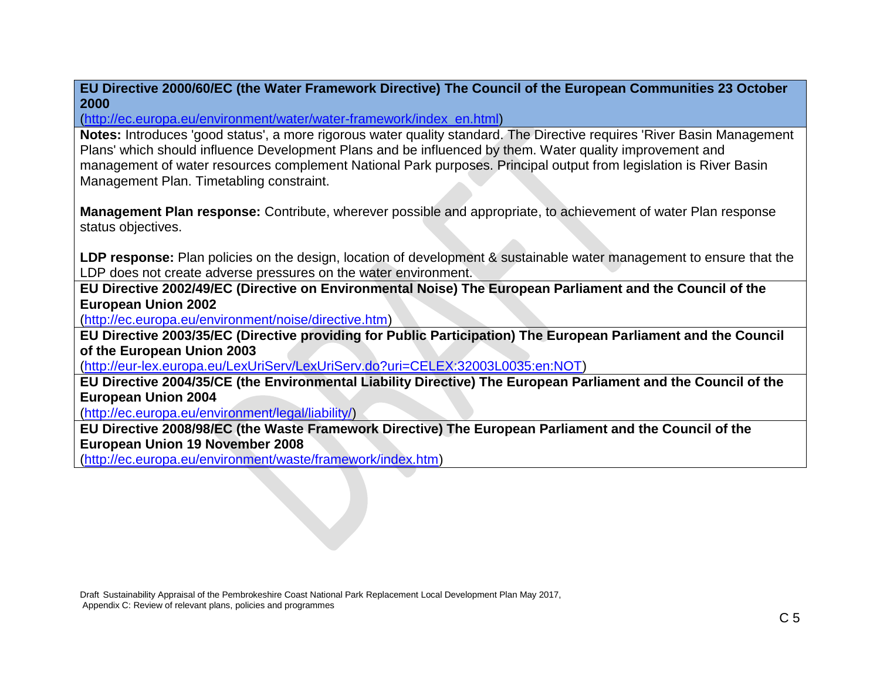**EU Directive 2000/60/EC (the Water Framework Directive) The Council of the European Communities 23 October 2000**
(http://ec.europa.eu/environment/water/water-framework/index_en.html)

**Notes:** Introduces 'good status', a more rigorous water quality standard. The Directive requires 'River Basin Management Plans' which should influence Development Plans and be influenced by them. Water quality improvement and management of water resources complement National Park purposes. Principal output from legislation is River Basin Management Plan. Timetabling constraint.

**Management Plan response:** Contribute, wherever possible and appropriate, to achievement of water Plan response status objectives.

**LDP response:** Plan policies on the design, location of development & sustainable water management to ensure that the LDP does not create adverse pressures on the water environment.

**EU Directive 2002/49/EC (Directive on Environmental Noise) The European Parliament and the Council of the European Union 2002**
(http://ec.europa.eu/environment/noise/directive.htm)

**EU Directive 2003/35/EC (Directive providing for Public Participation) The European Parliament and the Council of the European Union 2003**
(http://eur-lex.europa.eu/LexUriServ/LexUriServ.do?uri=CELEX:32003L0035:en:NOT)

**EU Directive 2004/35/CE (the Environmental Liability Directive) The European Parliament and the Council of the European Union 2004**
(http://ec.europa.eu/environment/legal/liability/)

**EU Directive 2008/98/EC (the Waste Framework Directive) The European Parliament and the Council of the European Union 19 November 2008**
(http://ec.europa.eu/environment/waste/framework/index.htm)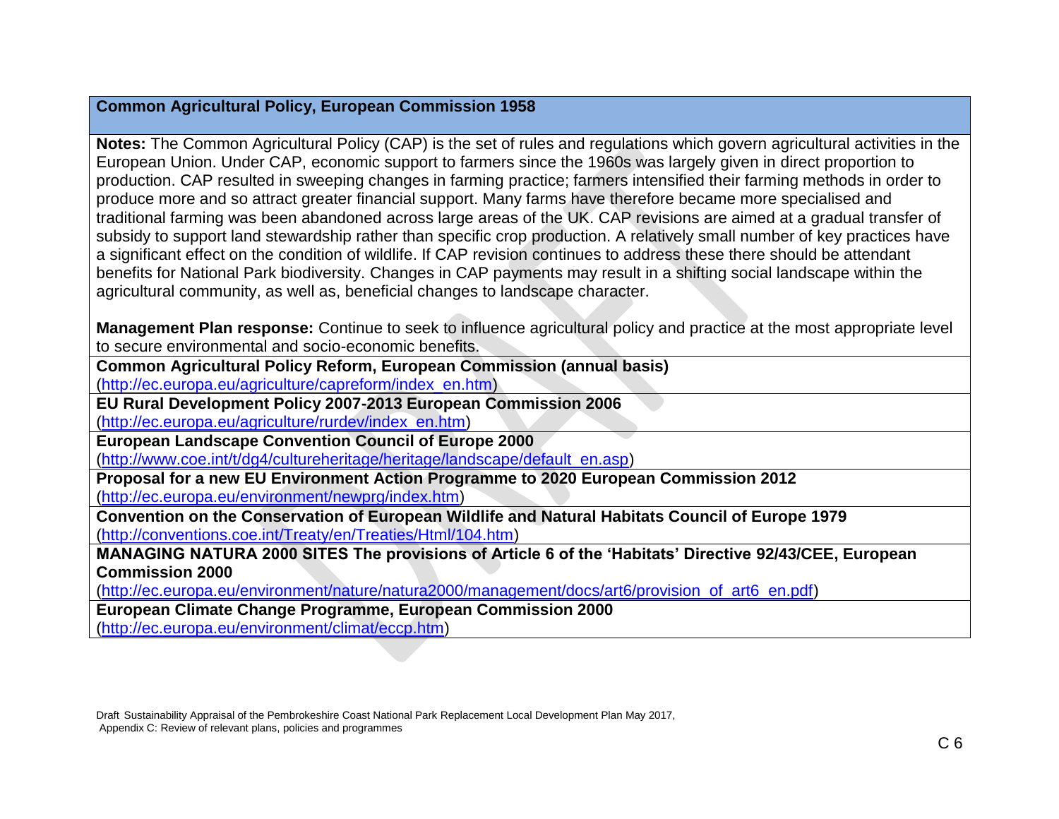| **Common Agricultural Policy, European Commission 1958** |
|---|
| **Notes:** The Common Agricultural Policy (CAP) is the set of rules and regulations which govern agricultural activities in the European Union. Under CAP, economic support to farmers since the 1960s was largely given in direct proportion to production. CAP resulted in sweeping changes in farming practice; farmers intensified their farming methods in order to produce more and so attract greater financial support. Many farms have therefore became more specialised and traditional farming was been abandoned across large areas of the UK. CAP revisions are aimed at a gradual transfer of subsidy to support land stewardship rather than specific crop production. A relatively small number of key practices have a significant effect on the condition of wildlife. If CAP revision continues to address these there should be attendant benefits for National Park biodiversity. Changes in CAP payments may result in a shifting social landscape within the agricultural community, as well as, beneficial changes to landscape character.<br><br>**Management Plan response:** Continue to seek to influence agricultural policy and practice at the most appropriate level to secure environmental and socio-economic benefits. |
| **Common Agricultural Policy Reform, European Commission (annual basis)**<br>(http://ec.europa.eu/agriculture/capreform/index_en.htm) |
| **EU Rural Development Policy 2007-2013 European Commission 2006**<br>(http://ec.europa.eu/agriculture/rurdev/index_en.htm) |
| **European Landscape Convention Council of Europe 2000**<br>(http://www.coe.int/t/dg4/cultureheritage/heritage/landscape/default_en.asp) |
| **Proposal for a new EU Environment Action Programme to 2020 European Commission 2012**<br>(http://ec.europa.eu/environment/newprg/index.htm) |
| **Convention on the Conservation of European Wildlife and Natural Habitats Council of Europe 1979**<br>(http://conventions.coe.int/Treaty/en/Treaties/Html/104.htm) |
| **MANAGING NATURA 2000 SITES The provisions of Article 6 of the 'Habitats' Directive 92/43/CEE, European Commission 2000**<br>(http://ec.europa.eu/environment/nature/natura2000/management/docs/art6/provision_of_art6_en.pdf) |
| **European Climate Change Programme, European Commission 2000**<br>(http://ec.europa.eu/environment/climat/eccp.htm) |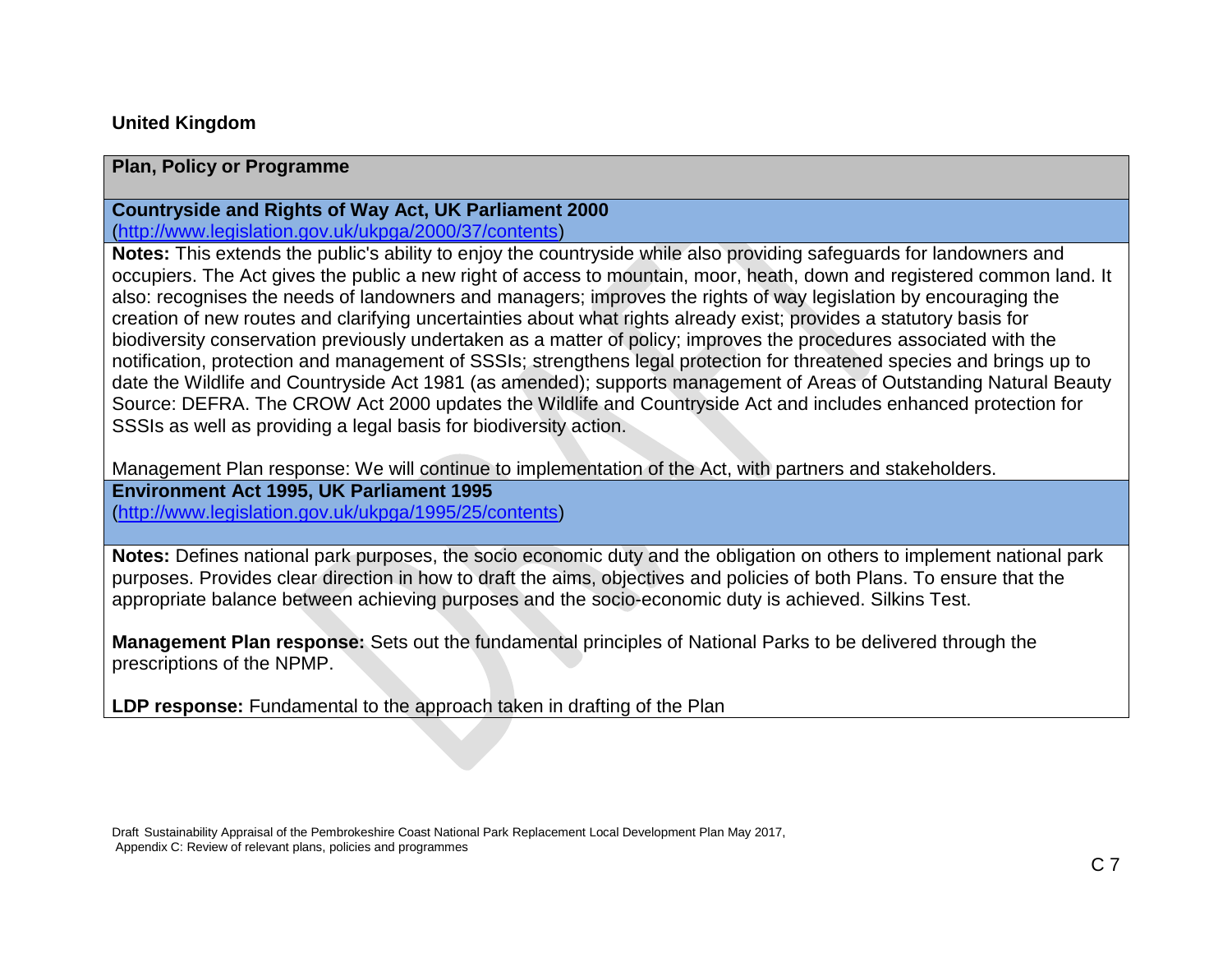**United Kingdom**

| Plan, Policy or Programme |
|---|
| **Countryside and Rights of Way Act, UK Parliament 2000** (http://www.legislation.gov.uk/ukpga/2000/37/contents) |
| **Notes:** This extends the public's ability to enjoy the countryside while also providing safeguards for landowners and occupiers. The Act gives the public a new right of access to mountain, moor, heath, down and registered common land. It also: recognises the needs of landowners and managers; improves the rights of way legislation by encouraging the creation of new routes and clarifying uncertainties about what rights already exist; provides a statutory basis for biodiversity conservation previously undertaken as a matter of policy; improves the procedures associated with the notification, protection and management of SSSIs; strengthens legal protection for threatened species and brings up to date the Wildlife and Countryside Act 1981 (as amended); supports management of Areas of Outstanding Natural Beauty Source: DEFRA. The CROW Act 2000 updates the Wildlife and Countryside Act and includes enhanced protection for SSSIs as well as providing a legal basis for biodiversity action.<br><br>Management Plan response: We will continue to implementation of the Act, with partners and stakeholders. |
| **Environment Act 1995, UK Parliament 1995** (http://www.legislation.gov.uk/ukpga/1995/25/contents) |
| **Notes:** Defines national park purposes, the socio economic duty and the obligation on others to implement national park purposes. Provides clear direction in how to draft the aims, objectives and policies of both Plans. To ensure that the appropriate balance between achieving purposes and the socio-economic duty is achieved. Silkins Test.<br><br>**Management Plan response:** Sets out the fundamental principles of National Parks to be delivered through the prescriptions of the NPMP.<br><br>**LDP response:** Fundamental to the approach taken in drafting of the Plan |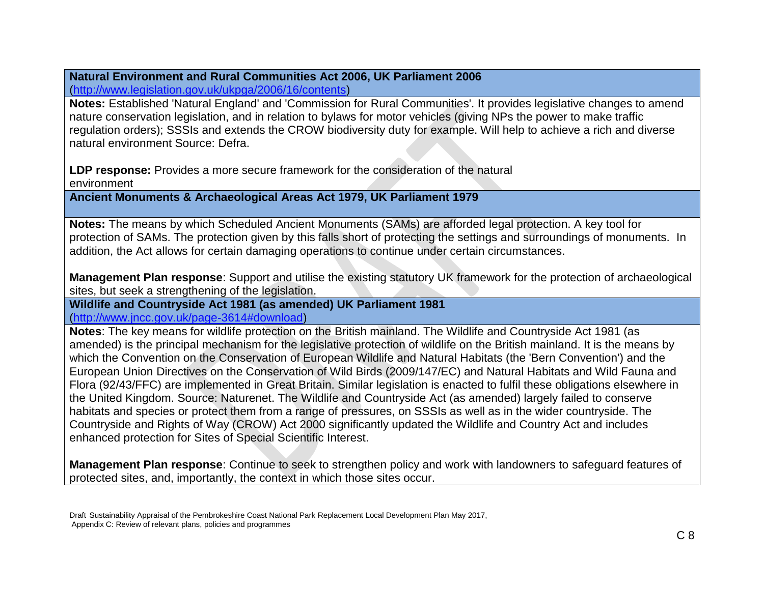**Natural Environment and Rural Communities Act 2006, UK Parliament 2006**
(http://www.legislation.gov.uk/ukpga/2006/16/contents)

**Notes:** Established 'Natural England' and 'Commission for Rural Communities'. It provides legislative changes to amend nature conservation legislation, and in relation to bylaws for motor vehicles (giving NPs the power to make traffic regulation orders); SSSIs and extends the CROW biodiversity duty for example. Will help to achieve a rich and diverse natural environment Source: Defra.

**LDP response:** Provides a more secure framework for the consideration of the natural environment

**Ancient Monuments & Archaeological Areas Act 1979, UK Parliament 1979**

**Notes:** The means by which Scheduled Ancient Monuments (SAMs) are afforded legal protection. A key tool for protection of SAMs. The protection given by this falls short of protecting the settings and surroundings of monuments. In addition, the Act allows for certain damaging operations to continue under certain circumstances.

**Management Plan response**: Support and utilise the existing statutory UK framework for the protection of archaeological sites, but seek a strengthening of the legislation.

**Wildlife and Countryside Act 1981 (as amended) UK Parliament 1981**
(http://www.jncc.gov.uk/page-3614#download)

**Notes**: The key means for wildlife protection on the British mainland. The Wildlife and Countryside Act 1981 (as amended) is the principal mechanism for the legislative protection of wildlife on the British mainland. It is the means by which the Convention on the Conservation of European Wildlife and Natural Habitats (the 'Bern Convention') and the European Union Directives on the Conservation of Wild Birds (2009/147/EC) and Natural Habitats and Wild Fauna and Flora (92/43/FFC) are implemented in Great Britain. Similar legislation is enacted to fulfil these obligations elsewhere in the United Kingdom. Source: Naturenet. The Wildlife and Countryside Act (as amended) largely failed to conserve habitats and species or protect them from a range of pressures, on SSSIs as well as in the wider countryside. The Countryside and Rights of Way (CROW) Act 2000 significantly updated the Wildlife and Country Act and includes enhanced protection for Sites of Special Scientific Interest.

**Management Plan response**: Continue to seek to strengthen policy and work with landowners to safeguard features of protected sites, and, importantly, the context in which those sites occur.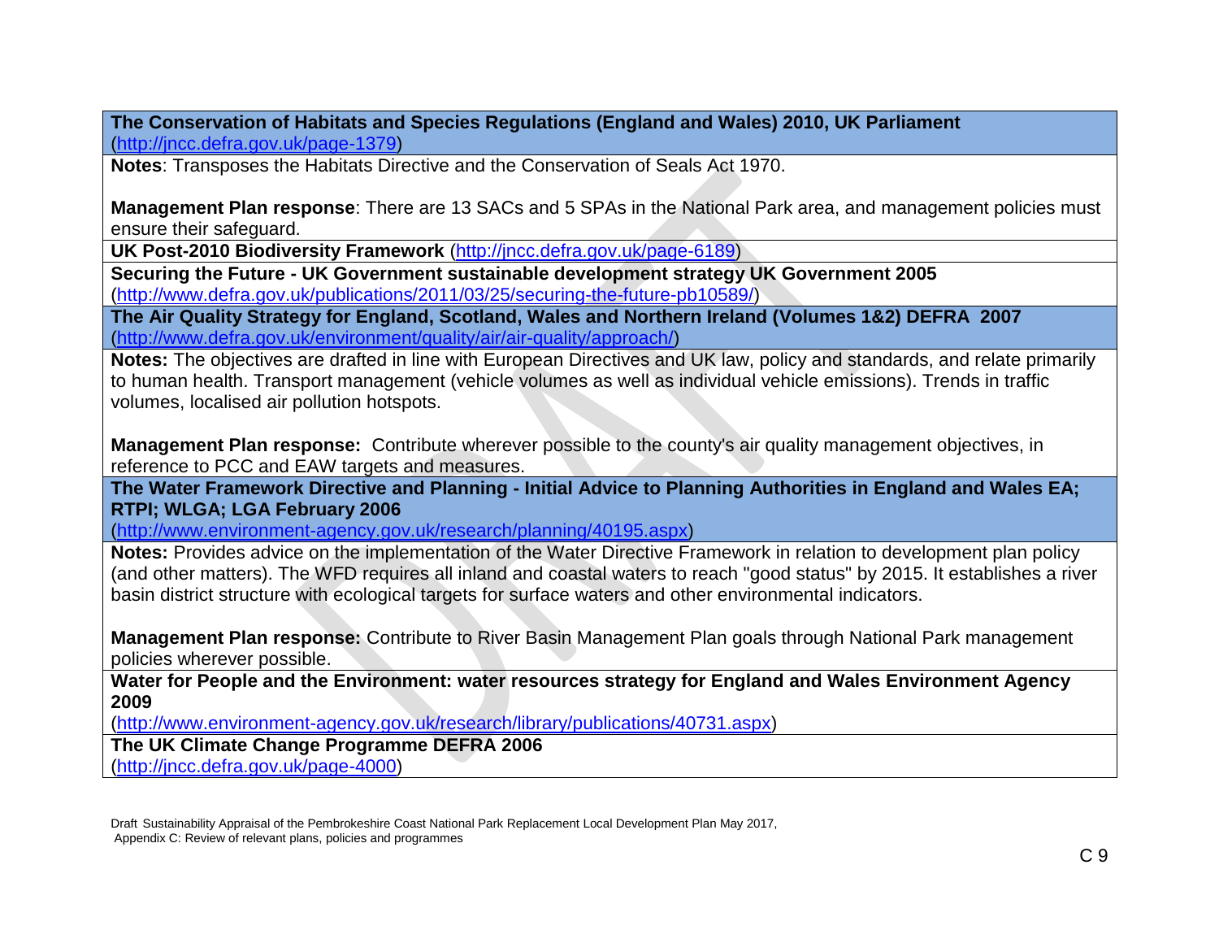**The Conservation of Habitats and Species Regulations (England and Wales) 2010, UK Parliament** (http://jncc.defra.gov.uk/page-1379)

**Notes**: Transposes the Habitats Directive and the Conservation of Seals Act 1970.

**Management Plan response**: There are 13 SACs and 5 SPAs in the National Park area, and management policies must ensure their safeguard.

**UK Post-2010 Biodiversity Framework** (http://jncc.defra.gov.uk/page-6189)

**Securing the Future - UK Government sustainable development strategy UK Government 2005** (http://www.defra.gov.uk/publications/2011/03/25/securing-the-future-pb10589/)

**The Air Quality Strategy for England, Scotland, Wales and Northern Ireland (Volumes 1&2) DEFRA 2007** (http://www.defra.gov.uk/environment/quality/air/air-quality/approach/)

**Notes:** The objectives are drafted in line with European Directives and UK law, policy and standards, and relate primarily to human health. Transport management (vehicle volumes as well as individual vehicle emissions). Trends in traffic volumes, localised air pollution hotspots.

**Management Plan response:** Contribute wherever possible to the county's air quality management objectives, in reference to PCC and EAW targets and measures.

**The Water Framework Directive and Planning - Initial Advice to Planning Authorities in England and Wales EA; RTPI; WLGA; LGA February 2006** (http://www.environment-agency.gov.uk/research/planning/40195.aspx)

**Notes:** Provides advice on the implementation of the Water Directive Framework in relation to development plan policy (and other matters). The WFD requires all inland and coastal waters to reach "good status" by 2015. It establishes a river basin district structure with ecological targets for surface waters and other environmental indicators.

**Management Plan response:** Contribute to River Basin Management Plan goals through National Park management policies wherever possible.

**Water for People and the Environment: water resources strategy for England and Wales Environment Agency 2009** (http://www.environment-agency.gov.uk/research/library/publications/40731.aspx)

**The UK Climate Change Programme DEFRA 2006** (http://jncc.defra.gov.uk/page-4000)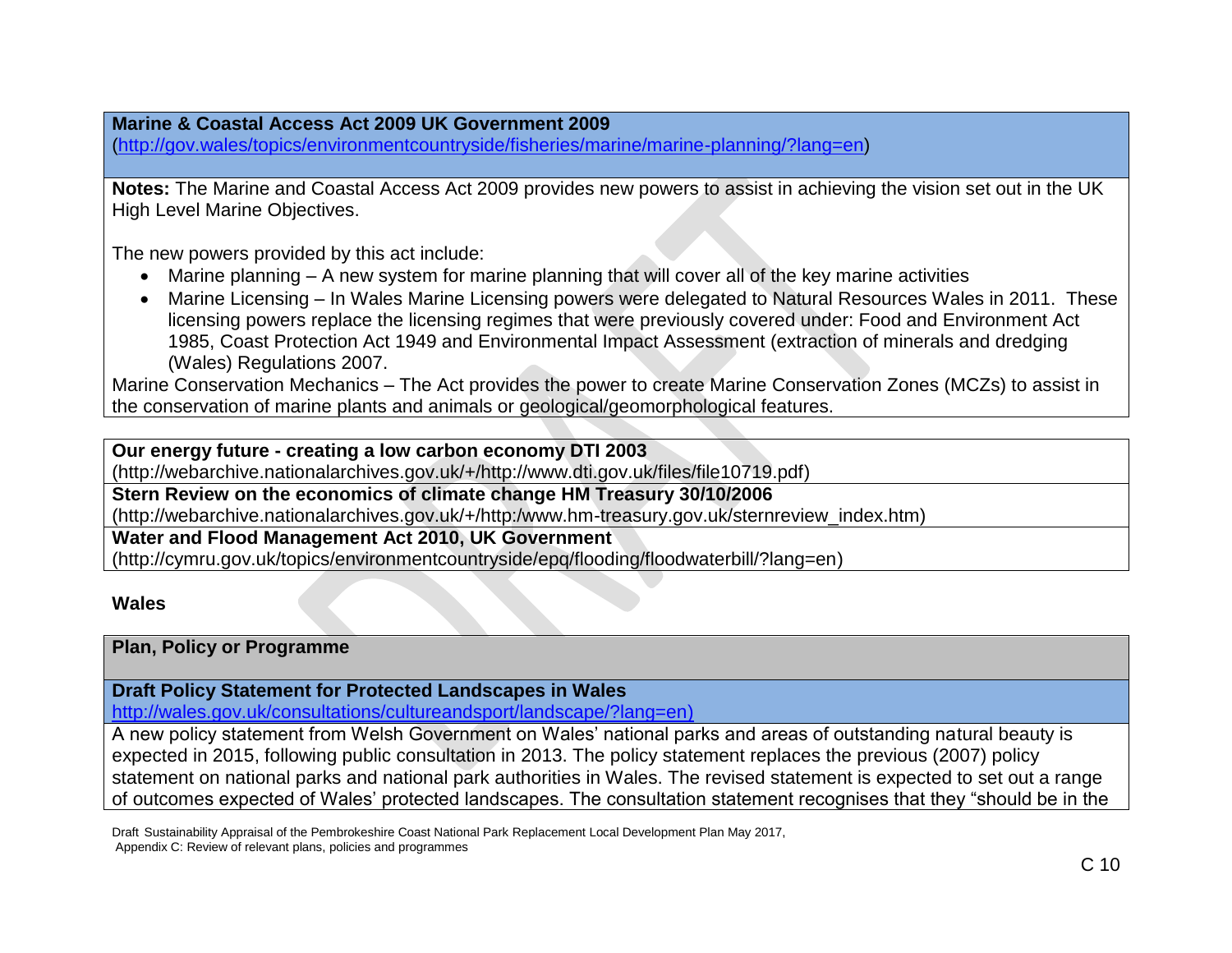**Marine & Coastal Access Act 2009 UK Government 2009**
(http://gov.wales/topics/environmentcountryside/fisheries/marine/marine-planning/?lang=en)

**Notes:** The Marine and Coastal Access Act 2009 provides new powers to assist in achieving the vision set out in the UK High Level Marine Objectives.

The new powers provided by this act include:

- Marine planning – A new system for marine planning that will cover all of the key marine activities
- Marine Licensing – In Wales Marine Licensing powers were delegated to Natural Resources Wales in 2011. These licensing powers replace the licensing regimes that were previously covered under: Food and Environment Act 1985, Coast Protection Act 1949 and Environmental Impact Assessment (extraction of minerals and dredging (Wales) Regulations 2007.

Marine Conservation Mechanics – The Act provides the power to create Marine Conservation Zones (MCZs) to assist in the conservation of marine plants and animals or geological/geomorphological features.

**Our energy future - creating a low carbon economy DTI 2003**
(http://webarchive.nationalarchives.gov.uk/+/http://www.dti.gov.uk/files/file10719.pdf)

**Stern Review on the economics of climate change HM Treasury 30/10/2006**
(http://webarchive.nationalarchives.gov.uk/+/http:/www.hm-treasury.gov.uk/sternreview_index.htm)

**Water and Flood Management Act 2010, UK Government**
(http://cymru.gov.uk/topics/environmentcountryside/epq/flooding/floodwaterbill/?lang=en)

## Wales

**Plan, Policy or Programme**

**Draft Policy Statement for Protected Landscapes in Wales**
http://wales.gov.uk/consultations/cultureandsport/landscape/?lang=en)

A new policy statement from Welsh Government on Wales' national parks and areas of outstanding natural beauty is expected in 2015, following public consultation in 2013. The policy statement replaces the previous (2007) policy statement on national parks and national park authorities in Wales. The revised statement is expected to set out a range of outcomes expected of Wales' protected landscapes. The consultation statement recognises that they "should be in the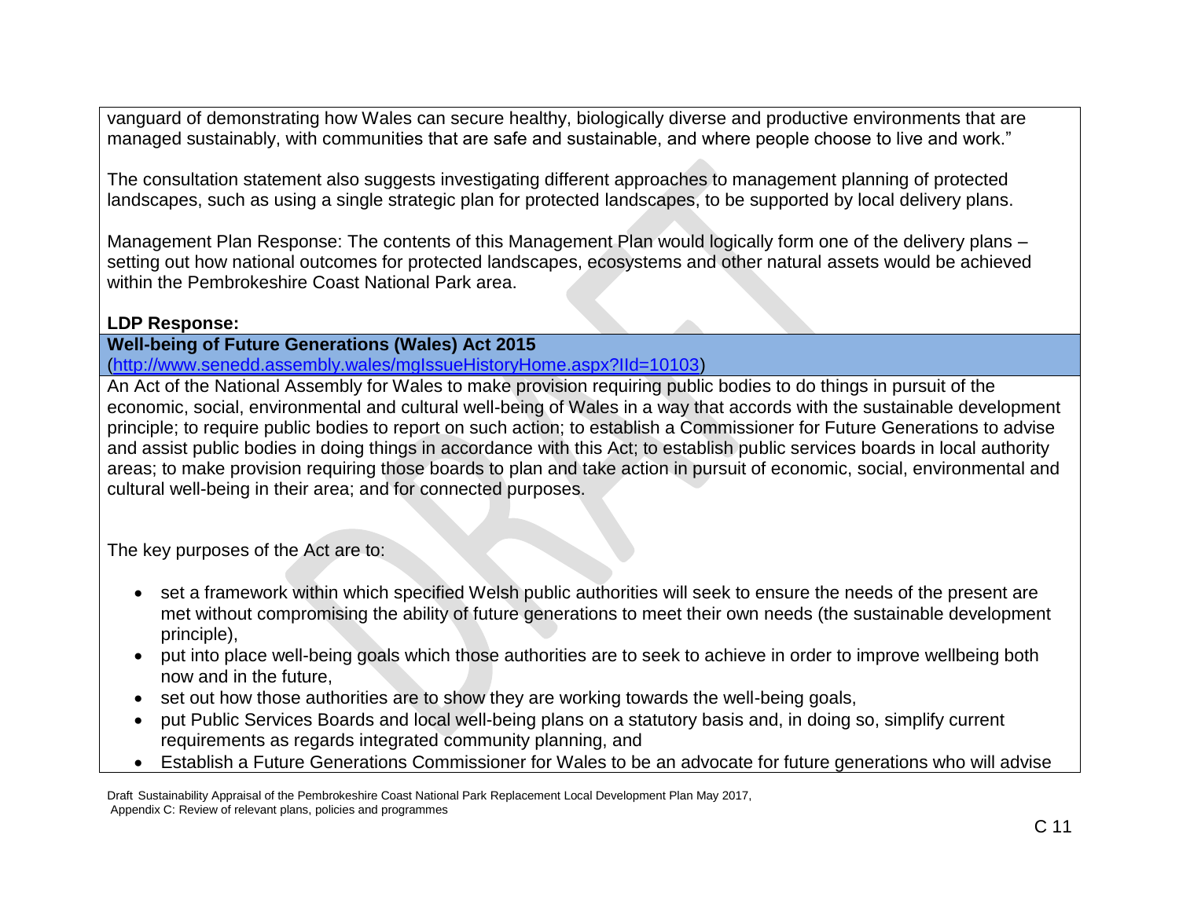vanguard of demonstrating how Wales can secure healthy, biologically diverse and productive environments that are managed sustainably, with communities that are safe and sustainable, and where people choose to live and work."

The consultation statement also suggests investigating different approaches to management planning of protected landscapes, such as using a single strategic plan for protected landscapes, to be supported by local delivery plans.

Management Plan Response: The contents of this Management Plan would logically form one of the delivery plans – setting out how national outcomes for protected landscapes, ecosystems and other natural assets would be achieved within the Pembrokeshire Coast National Park area.

**LDP Response:**

**Well-being of Future Generations (Wales) Act 2015**
(http://www.senedd.assembly.wales/mgIssueHistoryHome.aspx?IId=10103)

An Act of the National Assembly for Wales to make provision requiring public bodies to do things in pursuit of the economic, social, environmental and cultural well-being of Wales in a way that accords with the sustainable development principle; to require public bodies to report on such action; to establish a Commissioner for Future Generations to advise and assist public bodies in doing things in accordance with this Act; to establish public services boards in local authority areas; to make provision requiring those boards to plan and take action in pursuit of economic, social, environmental and cultural well-being in their area; and for connected purposes.

The key purposes of the Act are to:

- set a framework within which specified Welsh public authorities will seek to ensure the needs of the present are met without compromising the ability of future generations to meet their own needs (the sustainable development principle),
- put into place well-being goals which those authorities are to seek to achieve in order to improve wellbeing both now and in the future,
- set out how those authorities are to show they are working towards the well-being goals,
- put Public Services Boards and local well-being plans on a statutory basis and, in doing so, simplify current requirements as regards integrated community planning, and
- Establish a Future Generations Commissioner for Wales to be an advocate for future generations who will advise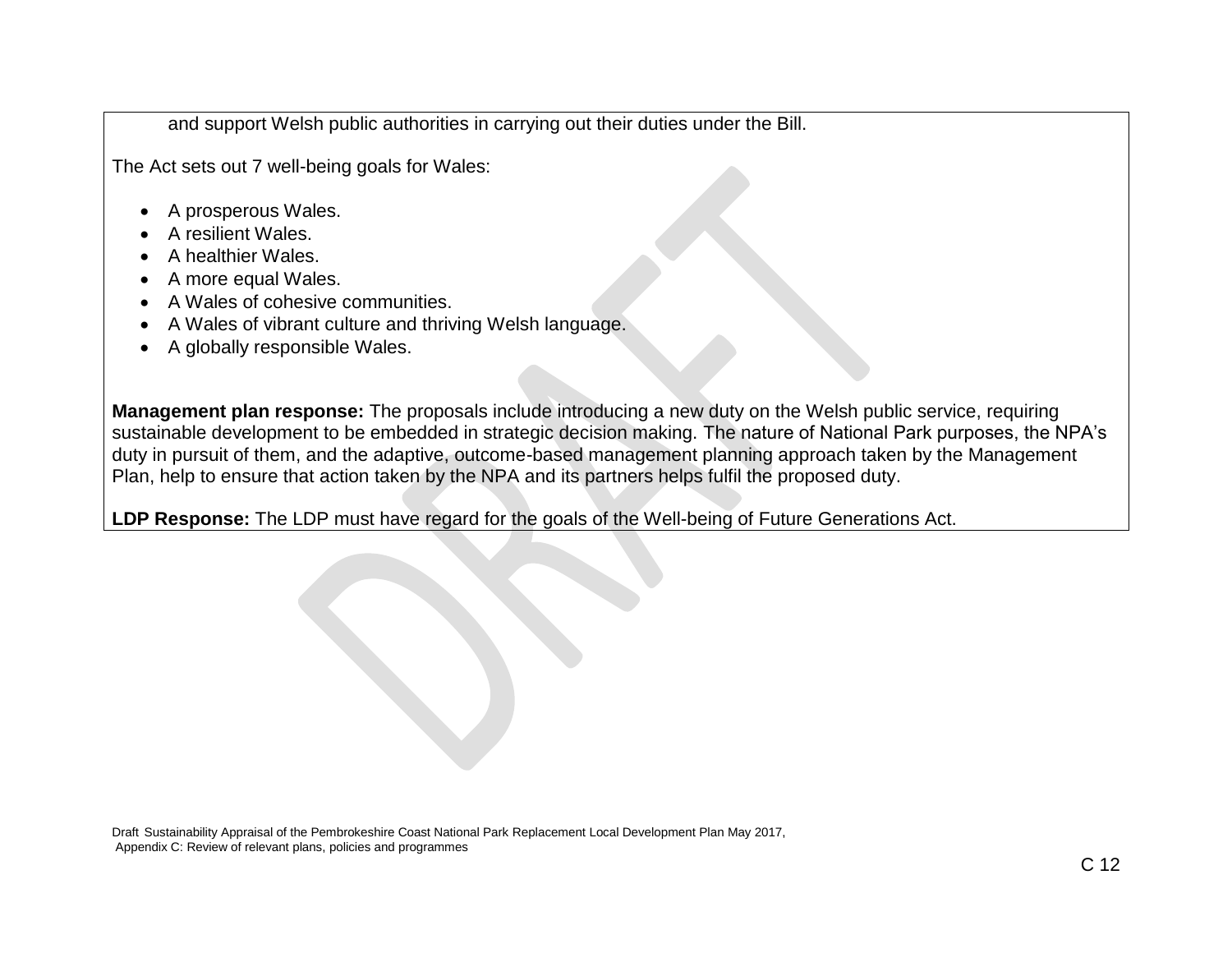and support Welsh public authorities in carrying out their duties under the Bill.

The Act sets out 7 well-being goals for Wales:

- A prosperous Wales.
- A resilient Wales.
- A healthier Wales.
- A more equal Wales.
- A Wales of cohesive communities.
- A Wales of vibrant culture and thriving Welsh language.
- A globally responsible Wales.

**Management plan response:** The proposals include introducing a new duty on the Welsh public service, requiring sustainable development to be embedded in strategic decision making. The nature of National Park purposes, the NPA's duty in pursuit of them, and the adaptive, outcome-based management planning approach taken by the Management Plan, help to ensure that action taken by the NPA and its partners helps fulfil the proposed duty.

**LDP Response:** The LDP must have regard for the goals of the Well-being of Future Generations Act.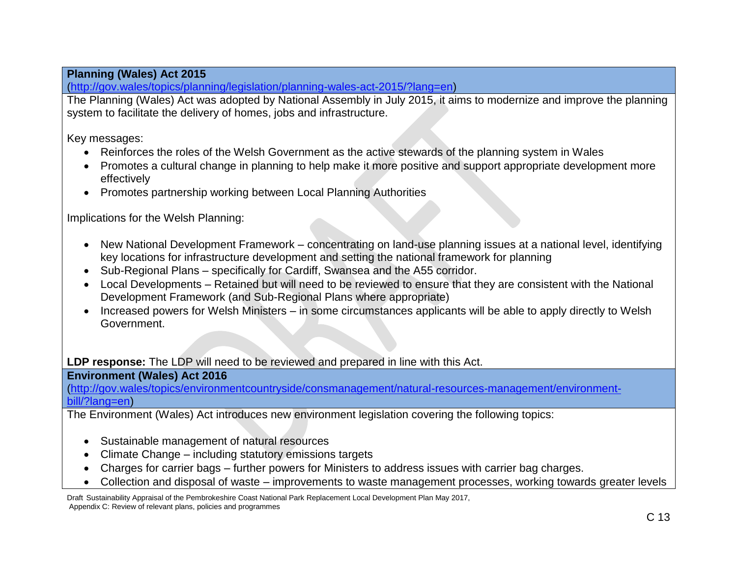**Planning (Wales) Act 2015**
(http://gov.wales/topics/planning/legislation/planning-wales-act-2015/?lang=en)

The Planning (Wales) Act was adopted by National Assembly in July 2015, it aims to modernize and improve the planning system to facilitate the delivery of homes, jobs and infrastructure.

Key messages:

- Reinforces the roles of the Welsh Government as the active stewards of the planning system in Wales
- Promotes a cultural change in planning to help make it more positive and support appropriate development more effectively
- Promotes partnership working between Local Planning Authorities

Implications for the Welsh Planning:

- New National Development Framework – concentrating on land-use planning issues at a national level, identifying key locations for infrastructure development and setting the national framework for planning
- Sub-Regional Plans – specifically for Cardiff, Swansea and the A55 corridor.
- Local Developments – Retained but will need to be reviewed to ensure that they are consistent with the National Development Framework (and Sub-Regional Plans where appropriate)
- Increased powers for Welsh Ministers – in some circumstances applicants will be able to apply directly to Welsh Government.

**LDP response:** The LDP will need to be reviewed and prepared in line with this Act.

**Environment (Wales) Act 2016**
(http://gov.wales/topics/environmentcountryside/consmanagement/natural-resources-management/environment-bill/?lang=en)

The Environment (Wales) Act introduces new environment legislation covering the following topics:

- Sustainable management of natural resources
- Climate Change – including statutory emissions targets
- Charges for carrier bags – further powers for Ministers to address issues with carrier bag charges.
- Collection and disposal of waste – improvements to waste management processes, working towards greater levels

Draft Sustainability Appraisal of the Pembrokeshire Coast National Park Replacement Local Development Plan May 2017, Appendix C: Review of relevant plans, policies and programmes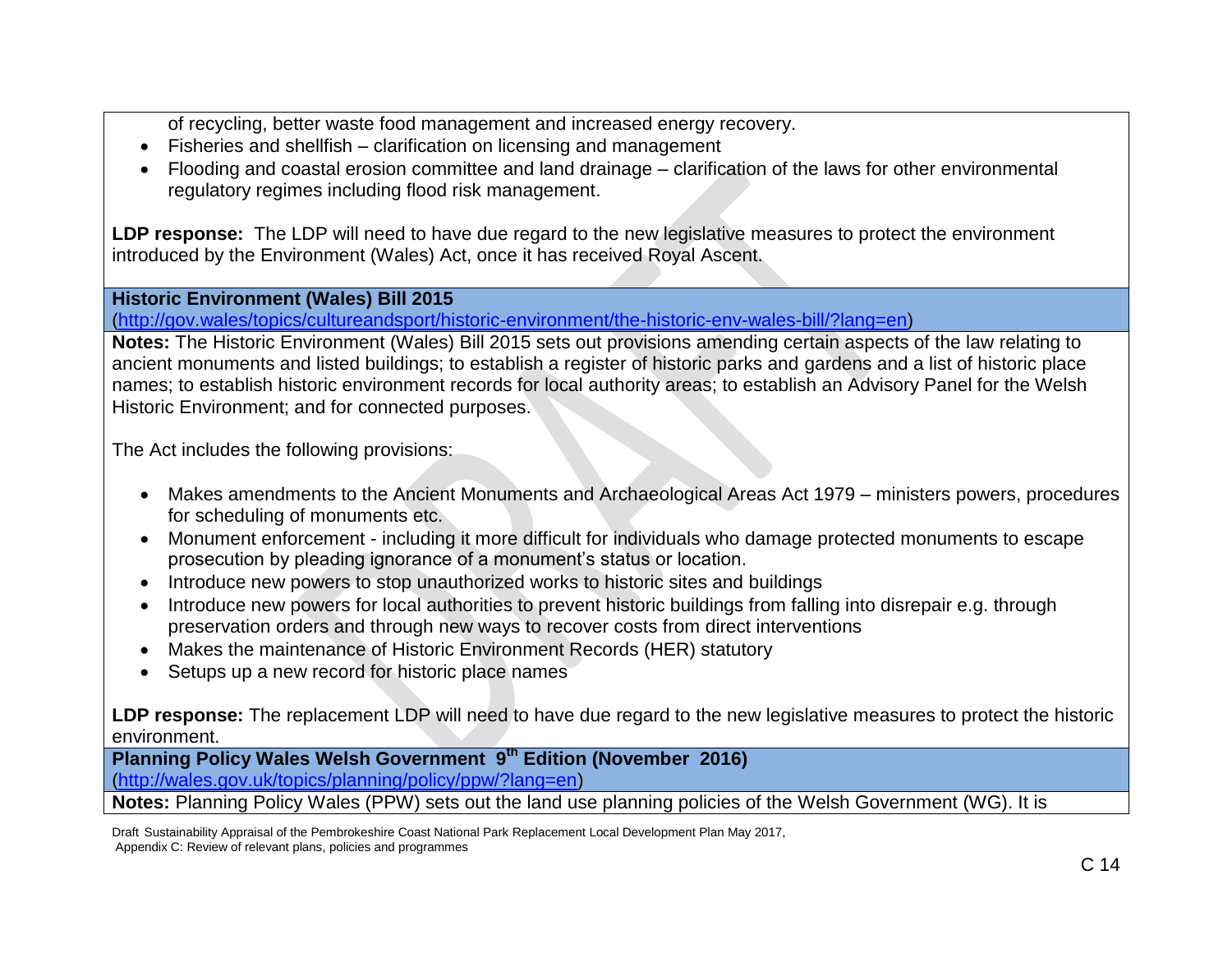of recycling, better waste food management and increased energy recovery.

- Fisheries and shellfish – clarification on licensing and management
- Flooding and coastal erosion committee and land drainage – clarification of the laws for other environmental regulatory regimes including flood risk management.

**LDP response:** The LDP will need to have due regard to the new legislative measures to protect the environment introduced by the Environment (Wales) Act, once it has received Royal Ascent.

**Historic Environment (Wales) Bill 2015**
(http://gov.wales/topics/cultureandsport/historic-environment/the-historic-env-wales-bill/?lang=en)

**Notes:** The Historic Environment (Wales) Bill 2015 sets out provisions amending certain aspects of the law relating to ancient monuments and listed buildings; to establish a register of historic parks and gardens and a list of historic place names; to establish historic environment records for local authority areas; to establish an Advisory Panel for the Welsh Historic Environment; and for connected purposes.

The Act includes the following provisions:

- Makes amendments to the Ancient Monuments and Archaeological Areas Act 1979 – ministers powers, procedures for scheduling of monuments etc.
- Monument enforcement - including it more difficult for individuals who damage protected monuments to escape prosecution by pleading ignorance of a monument's status or location.
- Introduce new powers to stop unauthorized works to historic sites and buildings
- Introduce new powers for local authorities to prevent historic buildings from falling into disrepair e.g. through preservation orders and through new ways to recover costs from direct interventions
- Makes the maintenance of Historic Environment Records (HER) statutory
- Setups up a new record for historic place names

**LDP response:** The replacement LDP will need to have due regard to the new legislative measures to protect the historic environment.

**Planning Policy Wales Welsh Government 9th Edition (November 2016)**
(http://wales.gov.uk/topics/planning/policy/ppw/?lang=en)

**Notes:** Planning Policy Wales (PPW) sets out the land use planning policies of the Welsh Government (WG). It is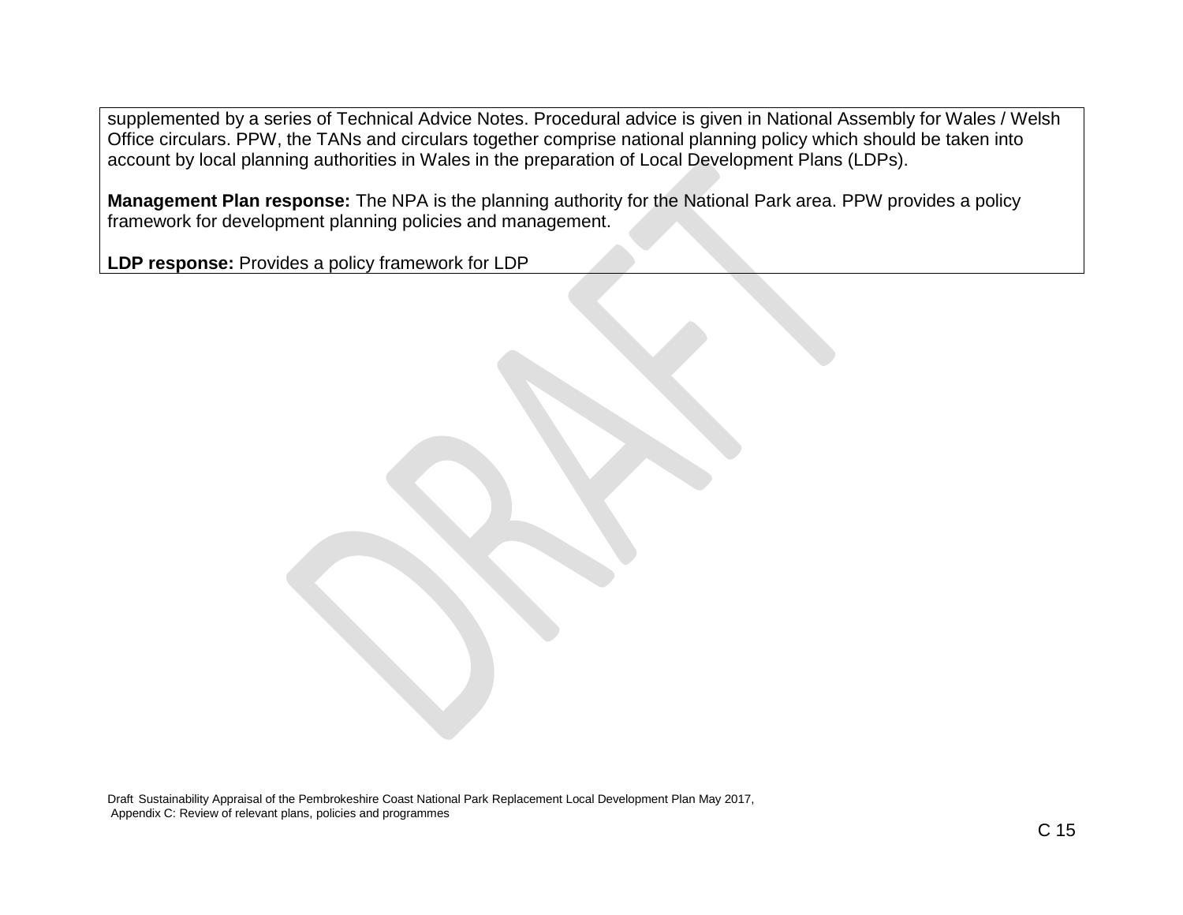supplemented by a series of Technical Advice Notes. Procedural advice is given in National Assembly for Wales / Welsh Office circulars. PPW, the TANs and circulars together comprise national planning policy which should be taken into account by local planning authorities in Wales in the preparation of Local Development Plans (LDPs).

**Management Plan response:** The NPA is the planning authority for the National Park area. PPW provides a policy framework for development planning policies and management.

**LDP response:** Provides a policy framework for LDP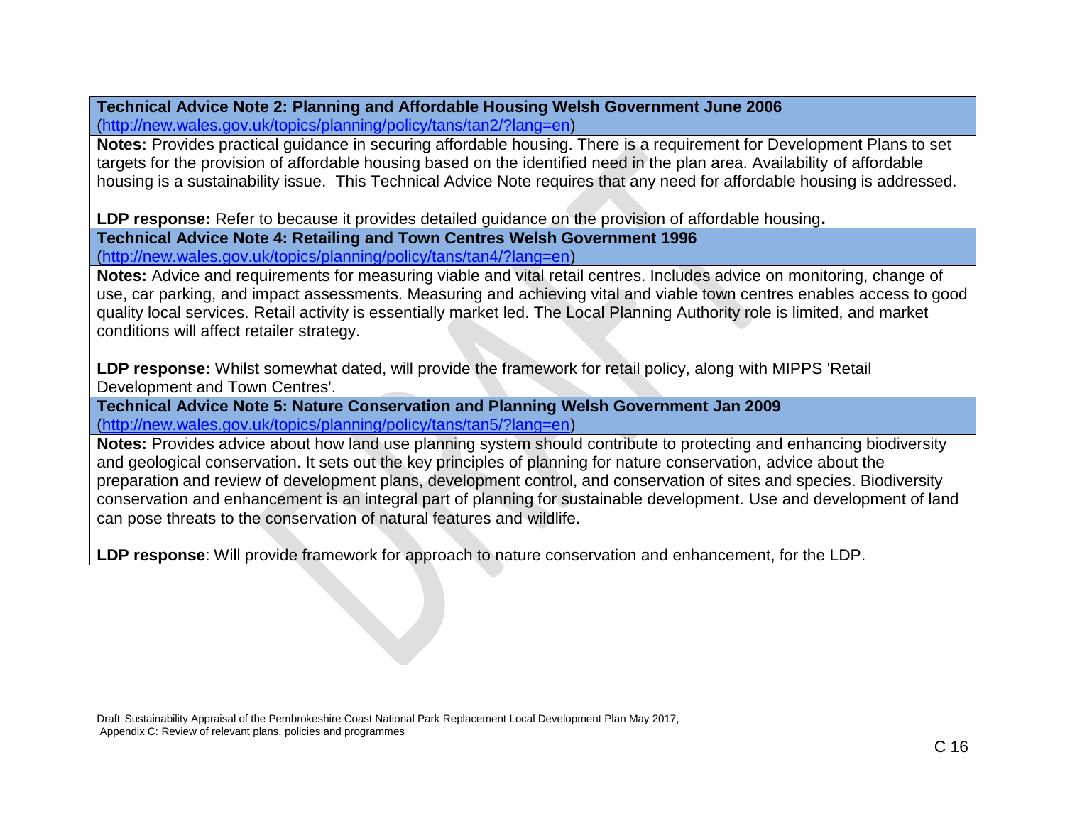**Technical Advice Note 2: Planning and Affordable Housing Welsh Government June 2006**
(http://new.wales.gov.uk/topics/planning/policy/tans/tan2/?lang=en)

**Notes:** Provides practical guidance in securing affordable housing. There is a requirement for Development Plans to set targets for the provision of affordable housing based on the identified need in the plan area. Availability of affordable housing is a sustainability issue. This Technical Advice Note requires that any need for affordable housing is addressed.

**LDP response:** Refer to because it provides detailed guidance on the provision of affordable housing**.**

**Technical Advice Note 4: Retailing and Town Centres Welsh Government 1996**
(http://new.wales.gov.uk/topics/planning/policy/tans/tan4/?lang=en)

**Notes:** Advice and requirements for measuring viable and vital retail centres. Includes advice on monitoring, change of use, car parking, and impact assessments. Measuring and achieving vital and viable town centres enables access to good quality local services. Retail activity is essentially market led. The Local Planning Authority role is limited, and market conditions will affect retailer strategy.

**LDP response:** Whilst somewhat dated, will provide the framework for retail policy, along with MIPPS 'Retail Development and Town Centres'.

**Technical Advice Note 5: Nature Conservation and Planning Welsh Government Jan 2009**
(http://new.wales.gov.uk/topics/planning/policy/tans/tan5/?lang=en)

**Notes:** Provides advice about how land use planning system should contribute to protecting and enhancing biodiversity and geological conservation. It sets out the key principles of planning for nature conservation, advice about the preparation and review of development plans, development control, and conservation of sites and species. Biodiversity conservation and enhancement is an integral part of planning for sustainable development. Use and development of land can pose threats to the conservation of natural features and wildlife.

**LDP response**: Will provide framework for approach to nature conservation and enhancement, for the LDP.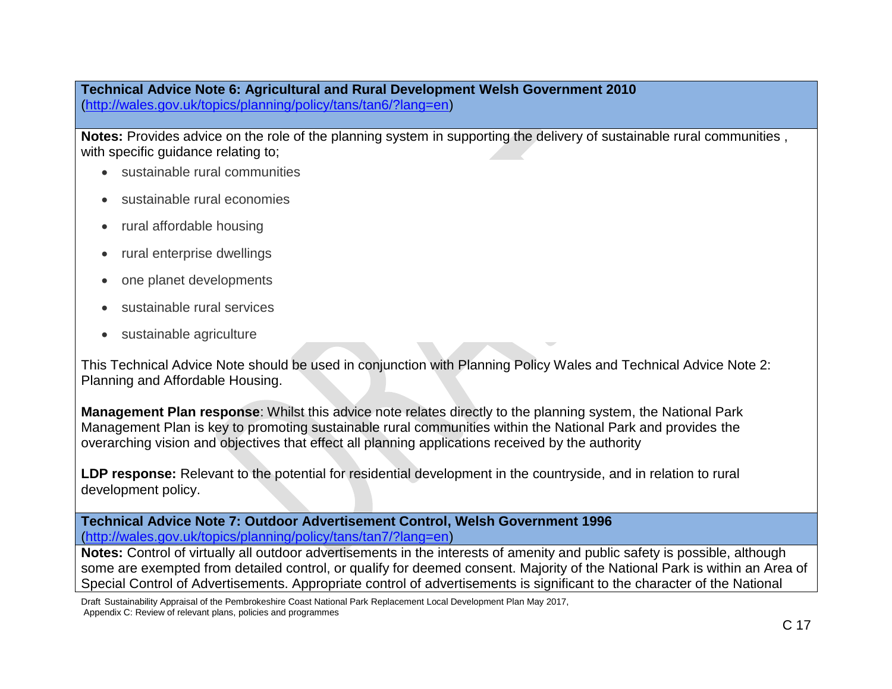**Technical Advice Note 6: Agricultural and Rural Development Welsh Government 2010**
(http://wales.gov.uk/topics/planning/policy/tans/tan6/?lang=en)

**Notes:** Provides advice on the role of the planning system in supporting the delivery of sustainable rural communities , with specific guidance relating to;

- sustainable rural communities
- sustainable rural economies
- rural affordable housing
- rural enterprise dwellings
- one planet developments
- sustainable rural services
- sustainable agriculture

This Technical Advice Note should be used in conjunction with Planning Policy Wales and Technical Advice Note 2: Planning and Affordable Housing.

**Management Plan response**: Whilst this advice note relates directly to the planning system, the National Park Management Plan is key to promoting sustainable rural communities within the National Park and provides the overarching vision and objectives that effect all planning applications received by the authority

**LDP response:** Relevant to the potential for residential development in the countryside, and in relation to rural development policy.

**Technical Advice Note 7: Outdoor Advertisement Control, Welsh Government 1996**
(http://wales.gov.uk/topics/planning/policy/tans/tan7/?lang=en)

**Notes:** Control of virtually all outdoor advertisements in the interests of amenity and public safety is possible, although some are exempted from detailed control, or qualify for deemed consent. Majority of the National Park is within an Area of Special Control of Advertisements. Appropriate control of advertisements is significant to the character of the National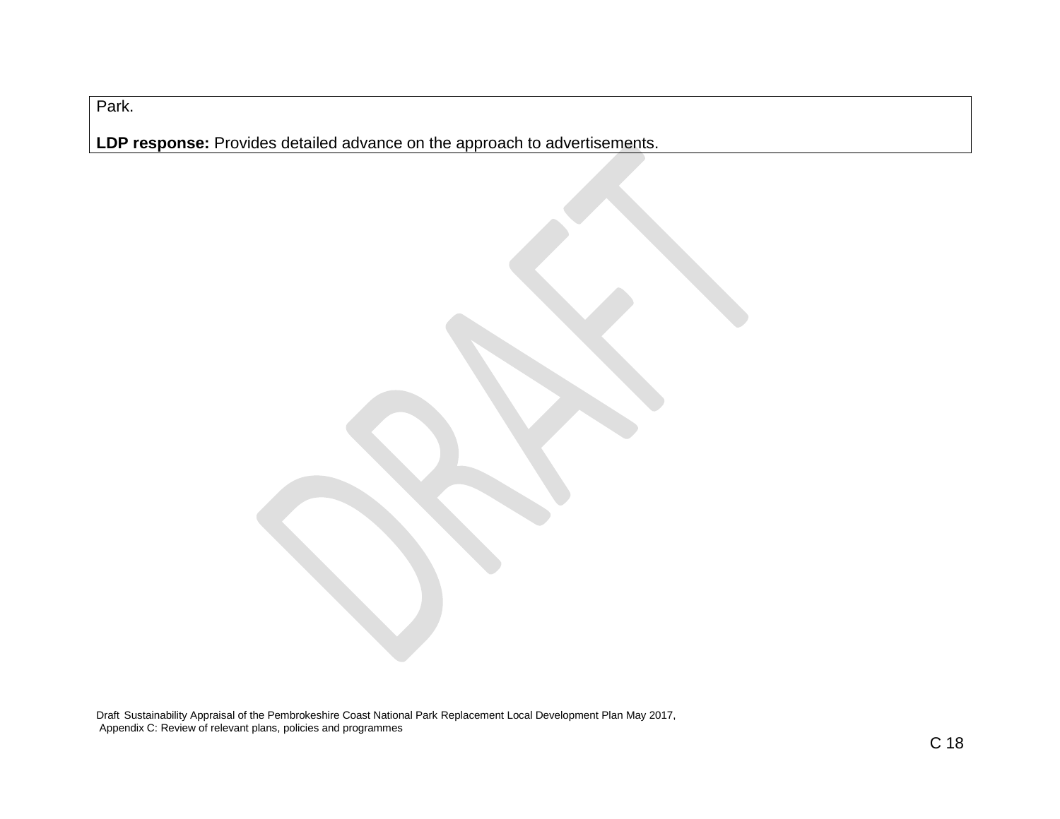| Park.<br><br>**LDP response:** Provides detailed advance on the approach to advertisements. |
|---|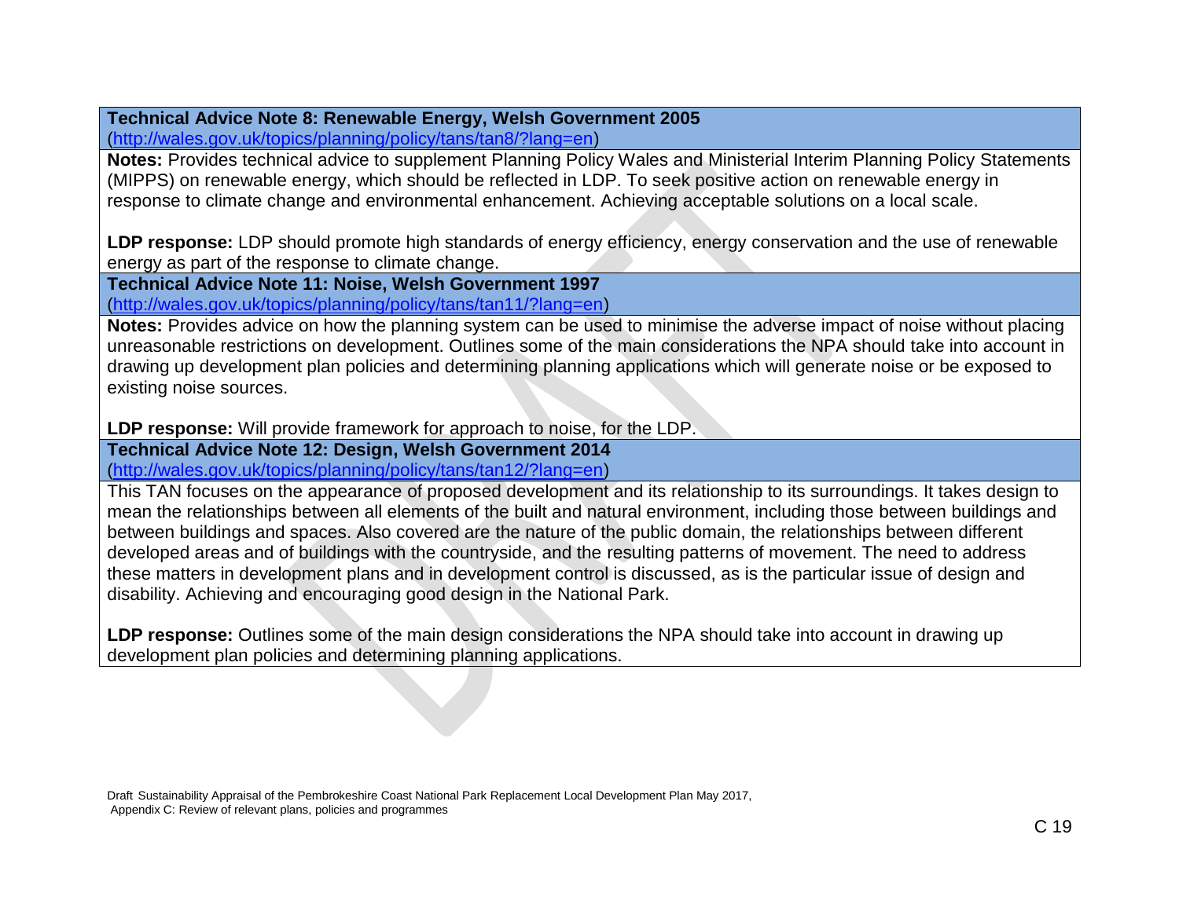**Technical Advice Note 8: Renewable Energy, Welsh Government 2005**
(http://wales.gov.uk/topics/planning/policy/tans/tan8/?lang=en)

**Notes:** Provides technical advice to supplement Planning Policy Wales and Ministerial Interim Planning Policy Statements (MIPPS) on renewable energy, which should be reflected in LDP. To seek positive action on renewable energy in response to climate change and environmental enhancement. Achieving acceptable solutions on a local scale.

**LDP response:** LDP should promote high standards of energy efficiency, energy conservation and the use of renewable energy as part of the response to climate change.

**Technical Advice Note 11: Noise, Welsh Government 1997**
(http://wales.gov.uk/topics/planning/policy/tans/tan11/?lang=en)

**Notes:** Provides advice on how the planning system can be used to minimise the adverse impact of noise without placing unreasonable restrictions on development. Outlines some of the main considerations the NPA should take into account in drawing up development plan policies and determining planning applications which will generate noise or be exposed to existing noise sources.

**LDP response:** Will provide framework for approach to noise, for the LDP.

**Technical Advice Note 12: Design, Welsh Government 2014**
(http://wales.gov.uk/topics/planning/policy/tans/tan12/?lang=en)

This TAN focuses on the appearance of proposed development and its relationship to its surroundings. It takes design to mean the relationships between all elements of the built and natural environment, including those between buildings and between buildings and spaces. Also covered are the nature of the public domain, the relationships between different developed areas and of buildings with the countryside, and the resulting patterns of movement. The need to address these matters in development plans and in development control is discussed, as is the particular issue of design and disability. Achieving and encouraging good design in the National Park.

**LDP response:** Outlines some of the main design considerations the NPA should take into account in drawing up development plan policies and determining planning applications.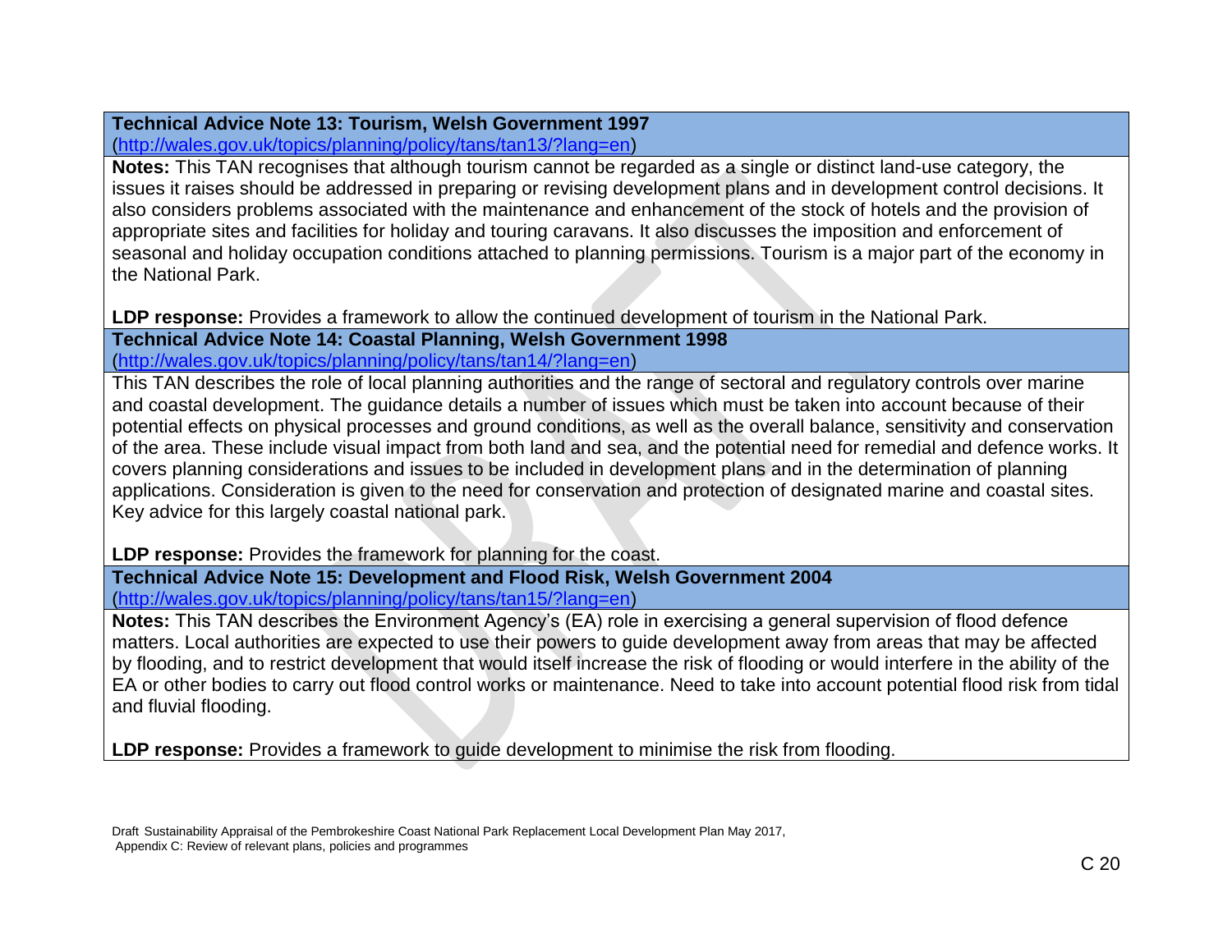**Technical Advice Note 13: Tourism, Welsh Government 1997**
(http://wales.gov.uk/topics/planning/policy/tans/tan13/?lang=en)

**Notes:** This TAN recognises that although tourism cannot be regarded as a single or distinct land-use category, the issues it raises should be addressed in preparing or revising development plans and in development control decisions. It also considers problems associated with the maintenance and enhancement of the stock of hotels and the provision of appropriate sites and facilities for holiday and touring caravans. It also discusses the imposition and enforcement of seasonal and holiday occupation conditions attached to planning permissions. Tourism is a major part of the economy in the National Park.

**LDP response:** Provides a framework to allow the continued development of tourism in the National Park.

**Technical Advice Note 14: Coastal Planning, Welsh Government 1998**
(http://wales.gov.uk/topics/planning/policy/tans/tan14/?lang=en)

This TAN describes the role of local planning authorities and the range of sectoral and regulatory controls over marine and coastal development. The guidance details a number of issues which must be taken into account because of their potential effects on physical processes and ground conditions, as well as the overall balance, sensitivity and conservation of the area. These include visual impact from both land and sea, and the potential need for remedial and defence works. It covers planning considerations and issues to be included in development plans and in the determination of planning applications. Consideration is given to the need for conservation and protection of designated marine and coastal sites. Key advice for this largely coastal national park.

**LDP response:** Provides the framework for planning for the coast.

**Technical Advice Note 15: Development and Flood Risk, Welsh Government 2004**
(http://wales.gov.uk/topics/planning/policy/tans/tan15/?lang=en)

**Notes:** This TAN describes the Environment Agency's (EA) role in exercising a general supervision of flood defence matters. Local authorities are expected to use their powers to guide development away from areas that may be affected by flooding, and to restrict development that would itself increase the risk of flooding or would interfere in the ability of the EA or other bodies to carry out flood control works or maintenance. Need to take into account potential flood risk from tidal and fluvial flooding.

**LDP response:** Provides a framework to guide development to minimise the risk from flooding.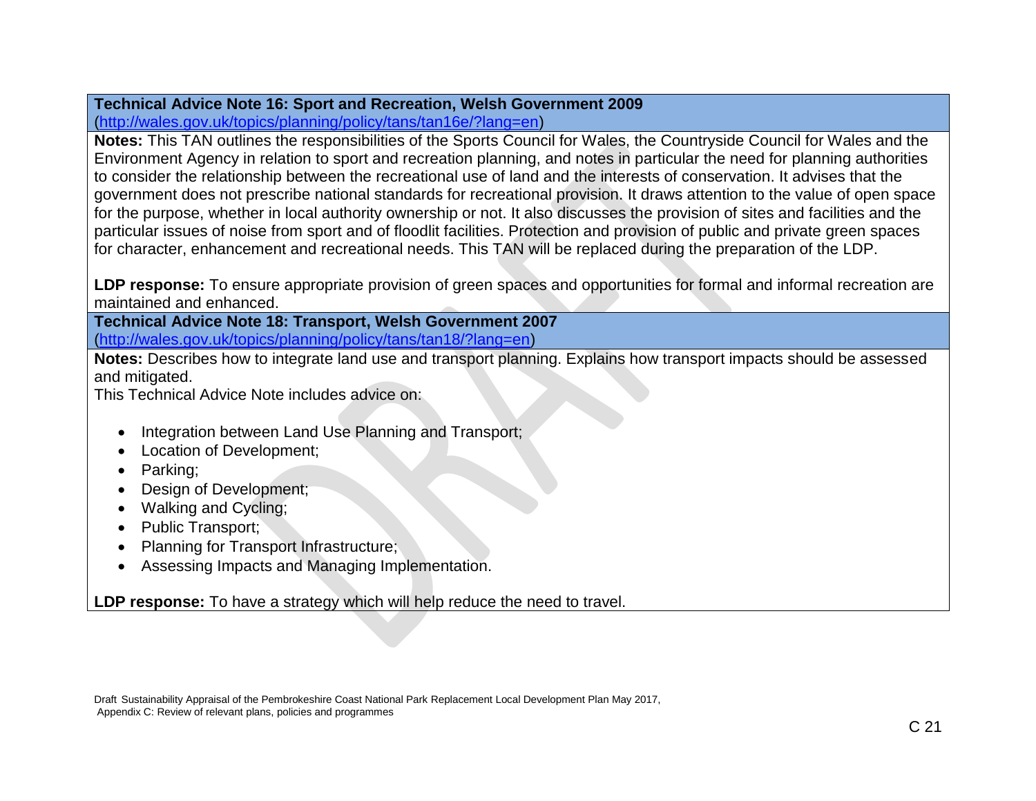**Technical Advice Note 16: Sport and Recreation, Welsh Government 2009**
(http://wales.gov.uk/topics/planning/policy/tans/tan16e/?lang=en)

**Notes:** This TAN outlines the responsibilities of the Sports Council for Wales, the Countryside Council for Wales and the Environment Agency in relation to sport and recreation planning, and notes in particular the need for planning authorities to consider the relationship between the recreational use of land and the interests of conservation. It advises that the government does not prescribe national standards for recreational provision. It draws attention to the value of open space for the purpose, whether in local authority ownership or not. It also discusses the provision of sites and facilities and the particular issues of noise from sport and of floodlit facilities. Protection and provision of public and private green spaces for character, enhancement and recreational needs. This TAN will be replaced during the preparation of the LDP.

**LDP response:** To ensure appropriate provision of green spaces and opportunities for formal and informal recreation are maintained and enhanced.

**Technical Advice Note 18: Transport, Welsh Government 2007**
(http://wales.gov.uk/topics/planning/policy/tans/tan18/?lang=en)

**Notes:** Describes how to integrate land use and transport planning. Explains how transport impacts should be assessed and mitigated.
This Technical Advice Note includes advice on:

- Integration between Land Use Planning and Transport;
- Location of Development;
- Parking;
- Design of Development;
- Walking and Cycling;
- Public Transport;
- Planning for Transport Infrastructure;
- Assessing Impacts and Managing Implementation.

**LDP response:** To have a strategy which will help reduce the need to travel.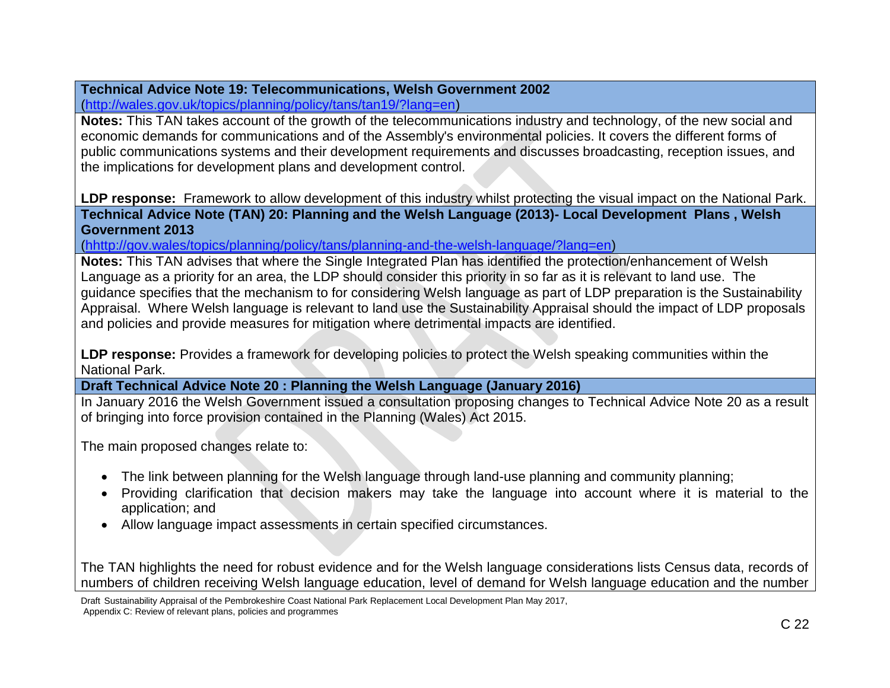**Technical Advice Note 19: Telecommunications, Welsh Government 2002**
(http://wales.gov.uk/topics/planning/policy/tans/tan19/?lang=en)

**Notes:** This TAN takes account of the growth of the telecommunications industry and technology, of the new social and economic demands for communications and of the Assembly's environmental policies. It covers the different forms of public communications systems and their development requirements and discusses broadcasting, reception issues, and the implications for development plans and development control.

**LDP response:** Framework to allow development of this industry whilst protecting the visual impact on the National Park.

**Technical Advice Note (TAN) 20: Planning and the Welsh Language (2013)- Local Development Plans , Welsh Government 2013**
(hhttp://gov.wales/topics/planning/policy/tans/planning-and-the-welsh-language/?lang=en)

**Notes:** This TAN advises that where the Single Integrated Plan has identified the protection/enhancement of Welsh Language as a priority for an area, the LDP should consider this priority in so far as it is relevant to land use. The guidance specifies that the mechanism to for considering Welsh language as part of LDP preparation is the Sustainability Appraisal. Where Welsh language is relevant to land use the Sustainability Appraisal should the impact of LDP proposals and policies and provide measures for mitigation where detrimental impacts are identified.

**LDP response:** Provides a framework for developing policies to protect the Welsh speaking communities within the National Park.

**Draft Technical Advice Note 20 : Planning the Welsh Language (January 2016)**

In January 2016 the Welsh Government issued a consultation proposing changes to Technical Advice Note 20 as a result of bringing into force provision contained in the Planning (Wales) Act 2015.

The main proposed changes relate to:

- The link between planning for the Welsh language through land-use planning and community planning;
- Providing clarification that decision makers may take the language into account where it is material to the application; and
- Allow language impact assessments in certain specified circumstances.

The TAN highlights the need for robust evidence and for the Welsh language considerations lists Census data, records of numbers of children receiving Welsh language education, level of demand for Welsh language education and the number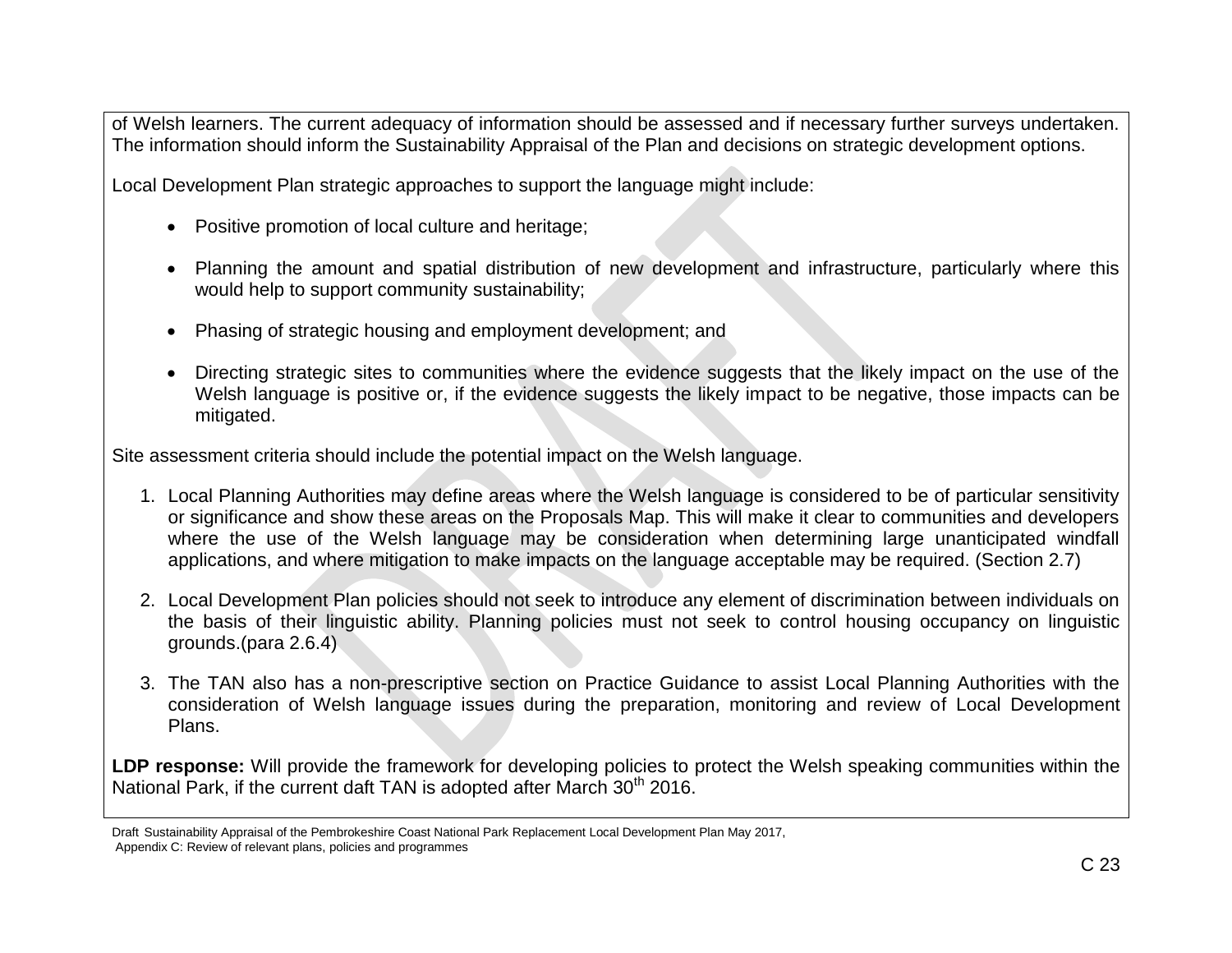of Welsh learners. The current adequacy of information should be assessed and if necessary further surveys undertaken. The information should inform the Sustainability Appraisal of the Plan and decisions on strategic development options.

Local Development Plan strategic approaches to support the language might include:

- Positive promotion of local culture and heritage;
- Planning the amount and spatial distribution of new development and infrastructure, particularly where this would help to support community sustainability;
- Phasing of strategic housing and employment development; and
- Directing strategic sites to communities where the evidence suggests that the likely impact on the use of the Welsh language is positive or, if the evidence suggests the likely impact to be negative, those impacts can be mitigated.

Site assessment criteria should include the potential impact on the Welsh language.

1. Local Planning Authorities may define areas where the Welsh language is considered to be of particular sensitivity or significance and show these areas on the Proposals Map. This will make it clear to communities and developers where the use of the Welsh language may be consideration when determining large unanticipated windfall applications, and where mitigation to make impacts on the language acceptable may be required. (Section 2.7)
2. Local Development Plan policies should not seek to introduce any element of discrimination between individuals on the basis of their linguistic ability. Planning policies must not seek to control housing occupancy on linguistic grounds.(para 2.6.4)
3. The TAN also has a non-prescriptive section on Practice Guidance to assist Local Planning Authorities with the consideration of Welsh language issues during the preparation, monitoring and review of Local Development Plans.

**LDP response:** Will provide the framework for developing policies to protect the Welsh speaking communities within the National Park, if the current daft TAN is adopted after March 30th 2016.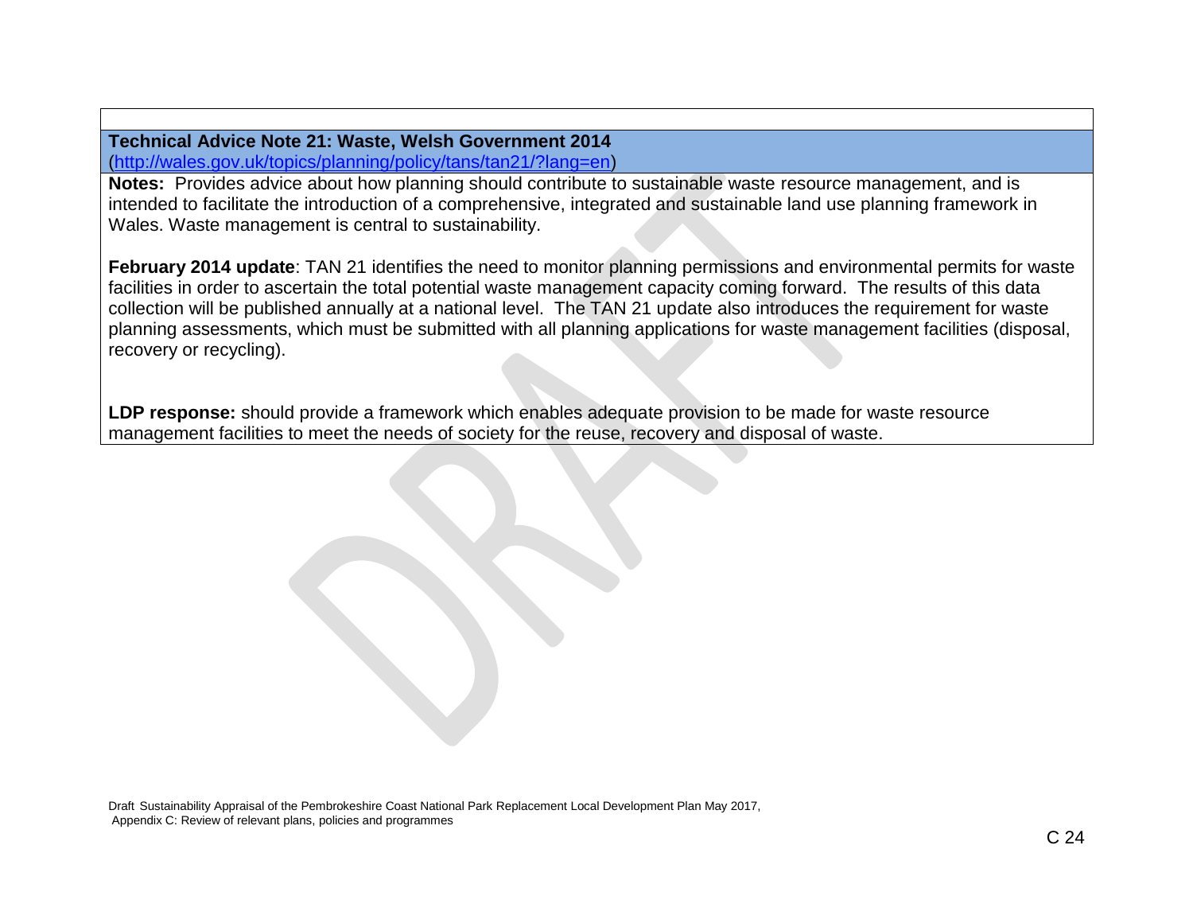**Technical Advice Note 21: Waste, Welsh Government 2014**
(http://wales.gov.uk/topics/planning/policy/tans/tan21/?lang=en)

**Notes:** Provides advice about how planning should contribute to sustainable waste resource management, and is intended to facilitate the introduction of a comprehensive, integrated and sustainable land use planning framework in Wales. Waste management is central to sustainability.

**February 2014 update**: TAN 21 identifies the need to monitor planning permissions and environmental permits for waste facilities in order to ascertain the total potential waste management capacity coming forward. The results of this data collection will be published annually at a national level. The TAN 21 update also introduces the requirement for waste planning assessments, which must be submitted with all planning applications for waste management facilities (disposal, recovery or recycling).

**LDP response:** should provide a framework which enables adequate provision to be made for waste resource management facilities to meet the needs of society for the reuse, recovery and disposal of waste.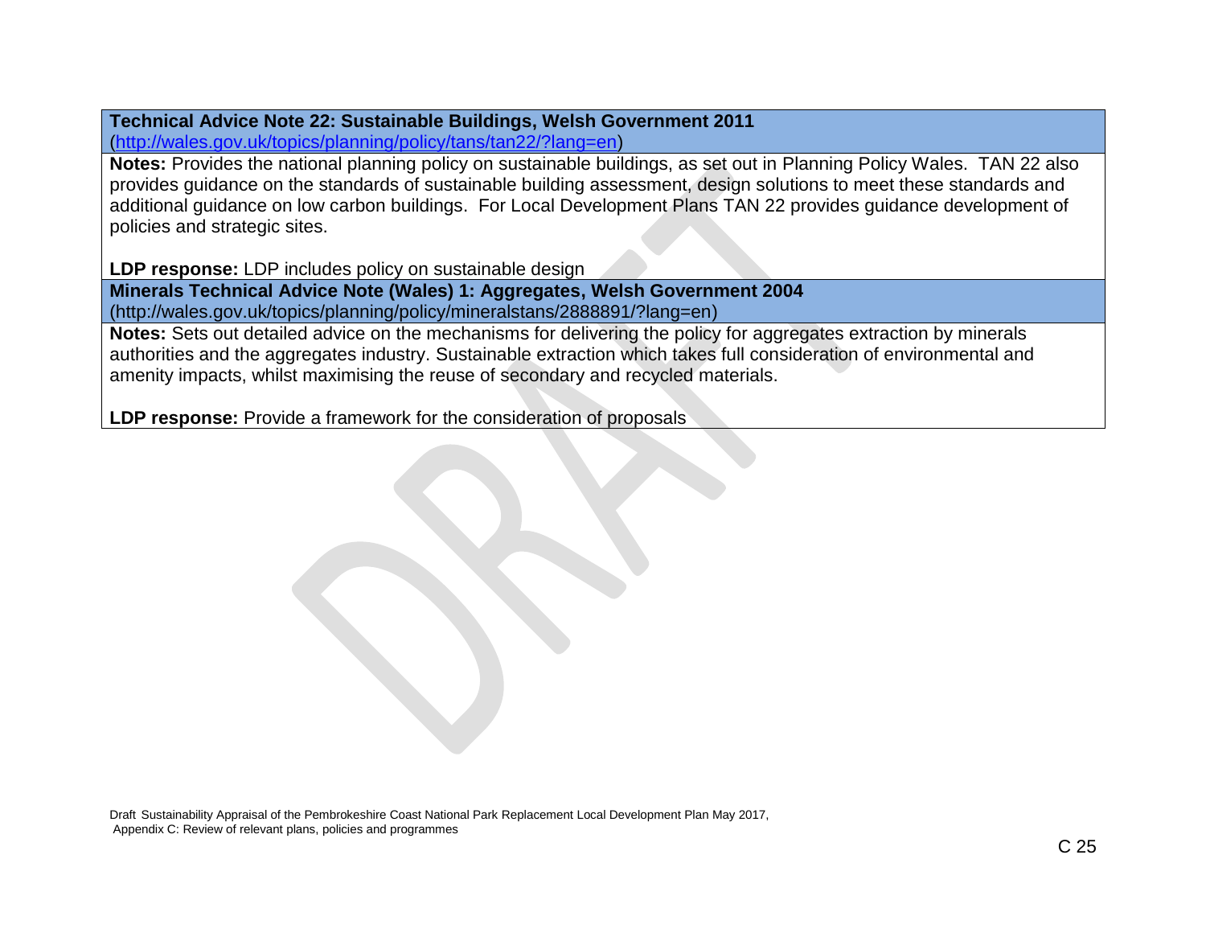**Technical Advice Note 22: Sustainable Buildings, Welsh Government 2011**
(http://wales.gov.uk/topics/planning/policy/tans/tan22/?lang=en)

**Notes:** Provides the national planning policy on sustainable buildings, as set out in Planning Policy Wales. TAN 22 also provides guidance on the standards of sustainable building assessment, design solutions to meet these standards and additional guidance on low carbon buildings. For Local Development Plans TAN 22 provides guidance development of policies and strategic sites.

**LDP response:** LDP includes policy on sustainable design

**Minerals Technical Advice Note (Wales) 1: Aggregates, Welsh Government 2004**
(http://wales.gov.uk/topics/planning/policy/mineralstans/2888891/?lang=en)

**Notes:** Sets out detailed advice on the mechanisms for delivering the policy for aggregates extraction by minerals authorities and the aggregates industry. Sustainable extraction which takes full consideration of environmental and amenity impacts, whilst maximising the reuse of secondary and recycled materials.

**LDP response:** Provide a framework for the consideration of proposals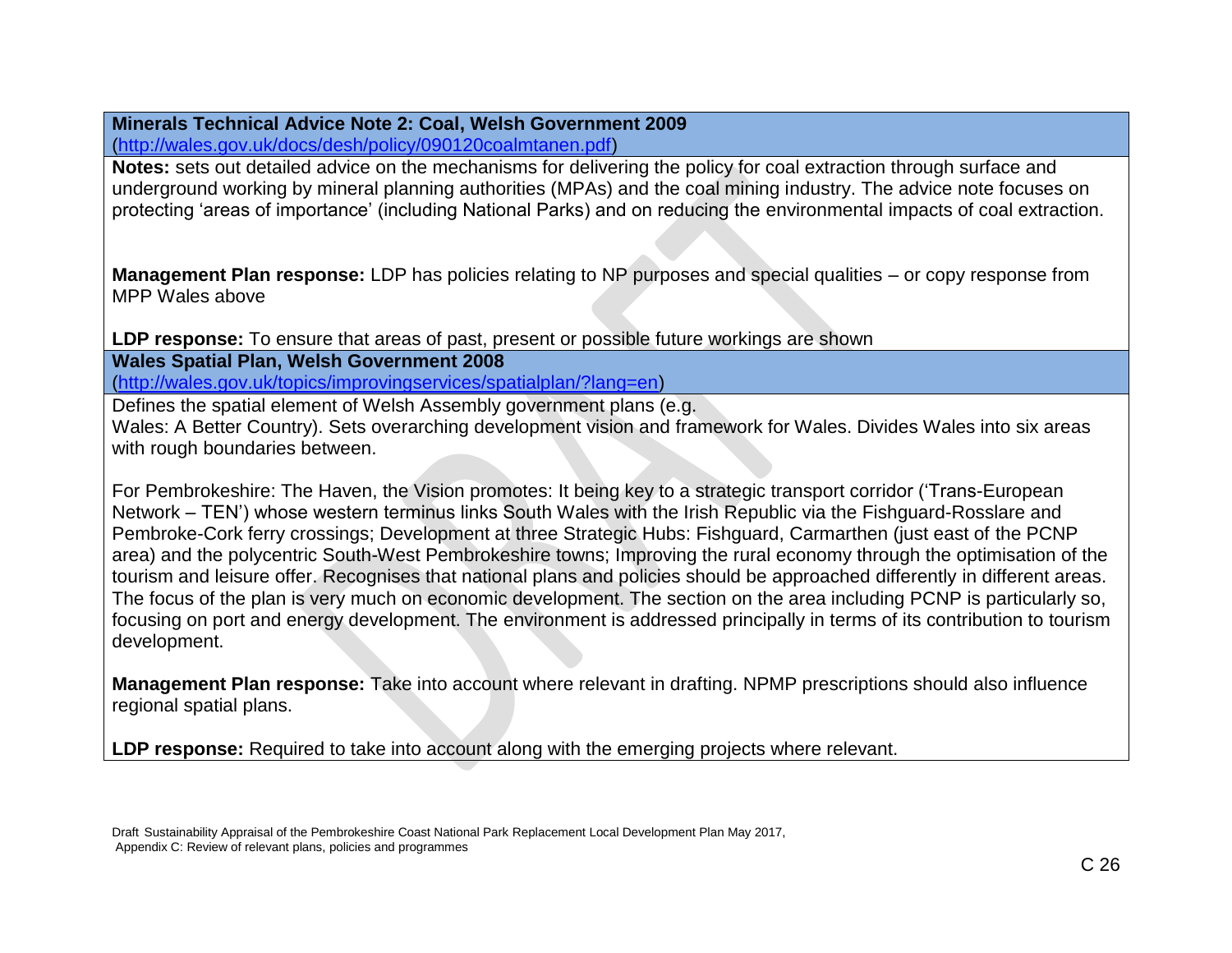**Minerals Technical Advice Note 2: Coal, Welsh Government 2009**
(http://wales.gov.uk/docs/desh/policy/090120coalmtanen.pdf)

**Notes:** sets out detailed advice on the mechanisms for delivering the policy for coal extraction through surface and underground working by mineral planning authorities (MPAs) and the coal mining industry. The advice note focuses on protecting 'areas of importance' (including National Parks) and on reducing the environmental impacts of coal extraction.

**Management Plan response:** LDP has policies relating to NP purposes and special qualities – or copy response from MPP Wales above

**LDP response:** To ensure that areas of past, present or possible future workings are shown

**Wales Spatial Plan, Welsh Government 2008**
(http://wales.gov.uk/topics/improvingservices/spatialplan/?lang=en)

Defines the spatial element of Welsh Assembly government plans (e.g. Wales: A Better Country). Sets overarching development vision and framework for Wales. Divides Wales into six areas with rough boundaries between.

For Pembrokeshire: The Haven, the Vision promotes: It being key to a strategic transport corridor ('Trans-European Network – TEN') whose western terminus links South Wales with the Irish Republic via the Fishguard-Rosslare and Pembroke-Cork ferry crossings; Development at three Strategic Hubs: Fishguard, Carmarthen (just east of the PCNP area) and the polycentric South-West Pembrokeshire towns; Improving the rural economy through the optimisation of the tourism and leisure offer. Recognises that national plans and policies should be approached differently in different areas. The focus of the plan is very much on economic development. The section on the area including PCNP is particularly so, focusing on port and energy development. The environment is addressed principally in terms of its contribution to tourism development.

**Management Plan response:** Take into account where relevant in drafting. NPMP prescriptions should also influence regional spatial plans.

**LDP response:** Required to take into account along with the emerging projects where relevant.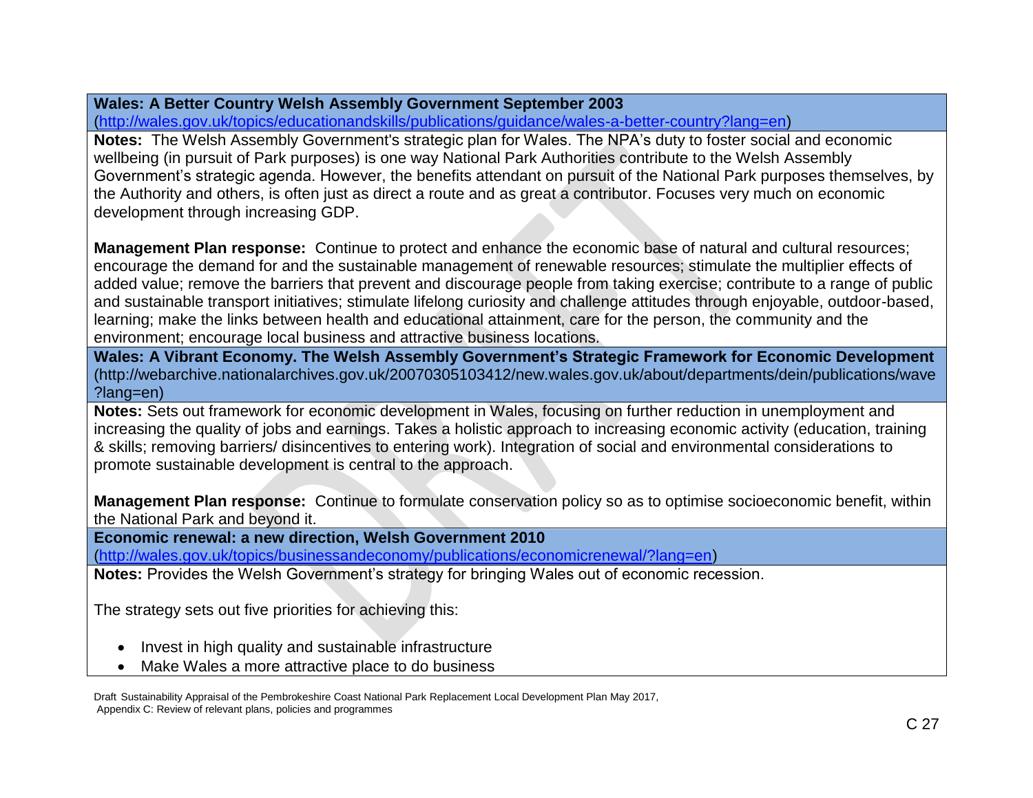**Wales: A Better Country Welsh Assembly Government September 2003**
(http://wales.gov.uk/topics/educationandskills/publications/guidance/wales-a-better-country?lang=en)

**Notes:** The Welsh Assembly Government's strategic plan for Wales. The NPA's duty to foster social and economic wellbeing (in pursuit of Park purposes) is one way National Park Authorities contribute to the Welsh Assembly Government's strategic agenda. However, the benefits attendant on pursuit of the National Park purposes themselves, by the Authority and others, is often just as direct a route and as great a contributor. Focuses very much on economic development through increasing GDP.

**Management Plan response:** Continue to protect and enhance the economic base of natural and cultural resources; encourage the demand for and the sustainable management of renewable resources; stimulate the multiplier effects of added value; remove the barriers that prevent and discourage people from taking exercise; contribute to a range of public and sustainable transport initiatives; stimulate lifelong curiosity and challenge attitudes through enjoyable, outdoor-based, learning; make the links between health and educational attainment, care for the person, the community and the environment; encourage local business and attractive business locations.

**Wales: A Vibrant Economy. The Welsh Assembly Government's Strategic Framework for Economic Development**
(http://webarchive.nationalarchives.gov.uk/20070305103412/new.wales.gov.uk/about/departments/dein/publications/wave?lang=en)

**Notes:** Sets out framework for economic development in Wales, focusing on further reduction in unemployment and increasing the quality of jobs and earnings. Takes a holistic approach to increasing economic activity (education, training & skills; removing barriers/ disincentives to entering work). Integration of social and environmental considerations to promote sustainable development is central to the approach.

**Management Plan response:** Continue to formulate conservation policy so as to optimise socioeconomic benefit, within the National Park and beyond it.

**Economic renewal: a new direction, Welsh Government 2010**
(http://wales.gov.uk/topics/businessandeconomy/publications/economicrenewal/?lang=en)

**Notes:** Provides the Welsh Government's strategy for bringing Wales out of economic recession.

The strategy sets out five priorities for achieving this:

- Invest in high quality and sustainable infrastructure
- Make Wales a more attractive place to do business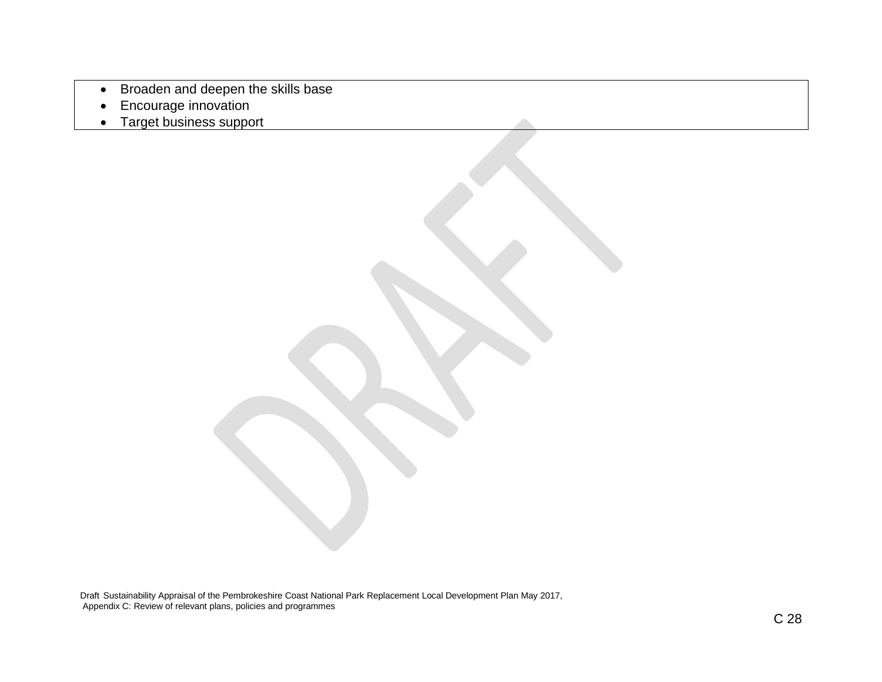- Broaden and deepen the skills base
- Encourage innovation
- Target business support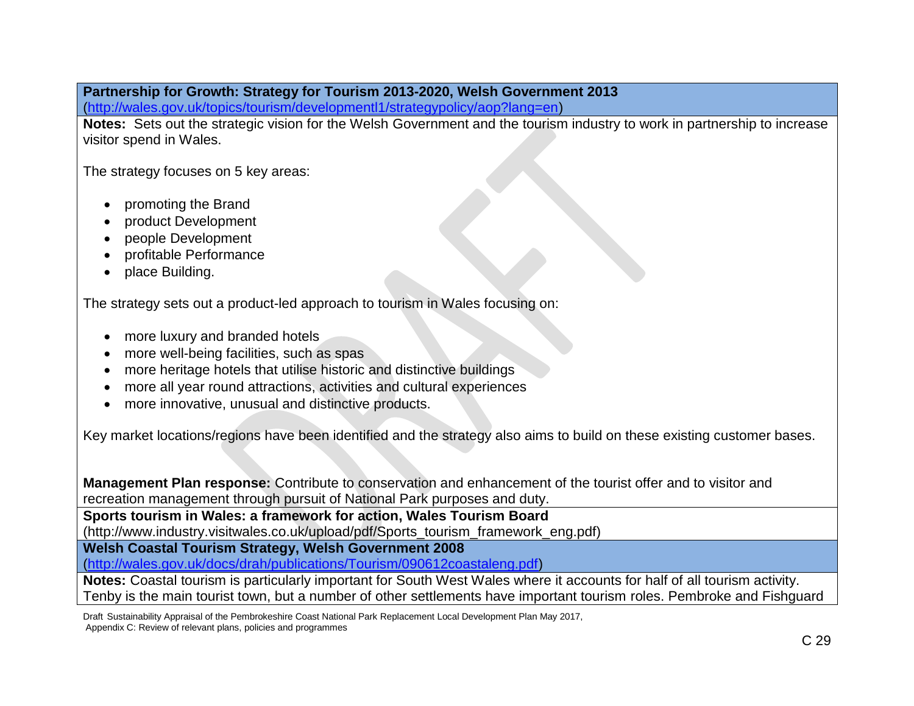**Partnership for Growth: Strategy for Tourism 2013-2020, Welsh Government 2013**
(http://wales.gov.uk/topics/tourism/developmentl1/strategypolicy/aop?lang=en)

**Notes:** Sets out the strategic vision for the Welsh Government and the tourism industry to work in partnership to increase visitor spend in Wales.

The strategy focuses on 5 key areas:

- promoting the Brand
- product Development
- people Development
- profitable Performance
- place Building.

The strategy sets out a product-led approach to tourism in Wales focusing on:

- more luxury and branded hotels
- more well-being facilities, such as spas
- more heritage hotels that utilise historic and distinctive buildings
- more all year round attractions, activities and cultural experiences
- more innovative, unusual and distinctive products.

Key market locations/regions have been identified and the strategy also aims to build on these existing customer bases.

**Management Plan response:** Contribute to conservation and enhancement of the tourist offer and to visitor and recreation management through pursuit of National Park purposes and duty.

**Sports tourism in Wales: a framework for action, Wales Tourism Board**
(http://www.industry.visitwales.co.uk/upload/pdf/Sports_tourism_framework_eng.pdf)

**Welsh Coastal Tourism Strategy, Welsh Government 2008**
(http://wales.gov.uk/docs/drah/publications/Tourism/090612coastaleng.pdf)

**Notes:** Coastal tourism is particularly important for South West Wales where it accounts for half of all tourism activity. Tenby is the main tourist town, but a number of other settlements have important tourism roles. Pembroke and Fishguard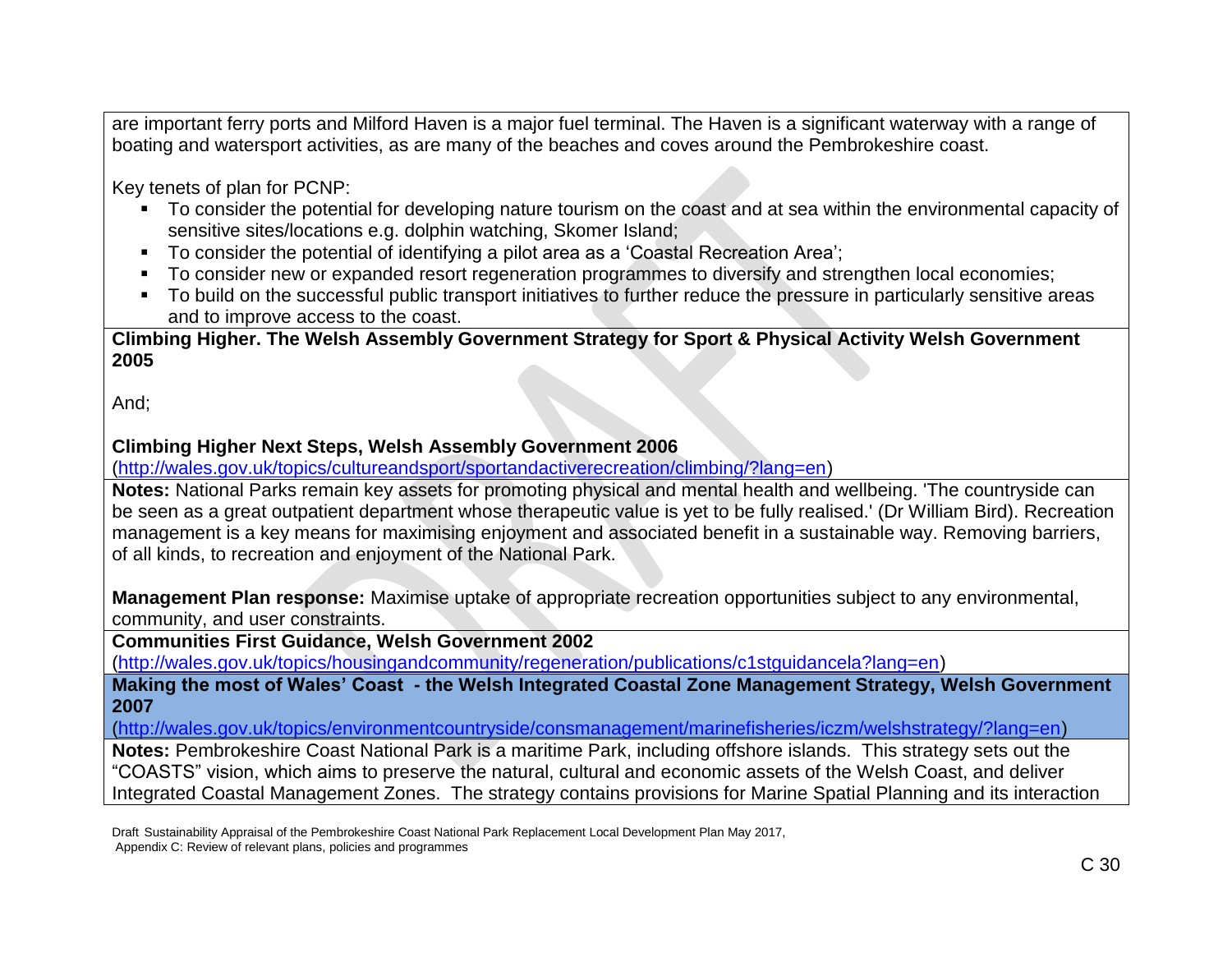are important ferry ports and Milford Haven is a major fuel terminal. The Haven is a significant waterway with a range of boating and watersport activities, as are many of the beaches and coves around the Pembrokeshire coast.

Key tenets of plan for PCNP:

- To consider the potential for developing nature tourism on the coast and at sea within the environmental capacity of sensitive sites/locations e.g. dolphin watching, Skomer Island;
- To consider the potential of identifying a pilot area as a 'Coastal Recreation Area';
- To consider new or expanded resort regeneration programmes to diversify and strengthen local economies;
- To build on the successful public transport initiatives to further reduce the pressure in particularly sensitive areas and to improve access to the coast.

**Climbing Higher. The Welsh Assembly Government Strategy for Sport & Physical Activity Welsh Government 2005**

And;

**Climbing Higher Next Steps, Welsh Assembly Government 2006**
(http://wales.gov.uk/topics/cultureandsport/sportandactiverecreation/climbing/?lang=en)

**Notes:** National Parks remain key assets for promoting physical and mental health and wellbeing. 'The countryside can be seen as a great outpatient department whose therapeutic value is yet to be fully realised.' (Dr William Bird). Recreation management is a key means for maximising enjoyment and associated benefit in a sustainable way. Removing barriers, of all kinds, to recreation and enjoyment of the National Park.

**Management Plan response:** Maximise uptake of appropriate recreation opportunities subject to any environmental, community, and user constraints.

**Communities First Guidance, Welsh Government 2002**
(http://wales.gov.uk/topics/housingandcommunity/regeneration/publications/c1stguidancela?lang=en)

**Making the most of Wales' Coast - the Welsh Integrated Coastal Zone Management Strategy, Welsh Government 2007**
(http://wales.gov.uk/topics/environmentcountryside/consmanagement/marinefisheries/iczm/welshstrategy/?lang=en)

**Notes:** Pembrokeshire Coast National Park is a maritime Park, including offshore islands. This strategy sets out the "COASTS" vision, which aims to preserve the natural, cultural and economic assets of the Welsh Coast, and deliver Integrated Coastal Management Zones. The strategy contains provisions for Marine Spatial Planning and its interaction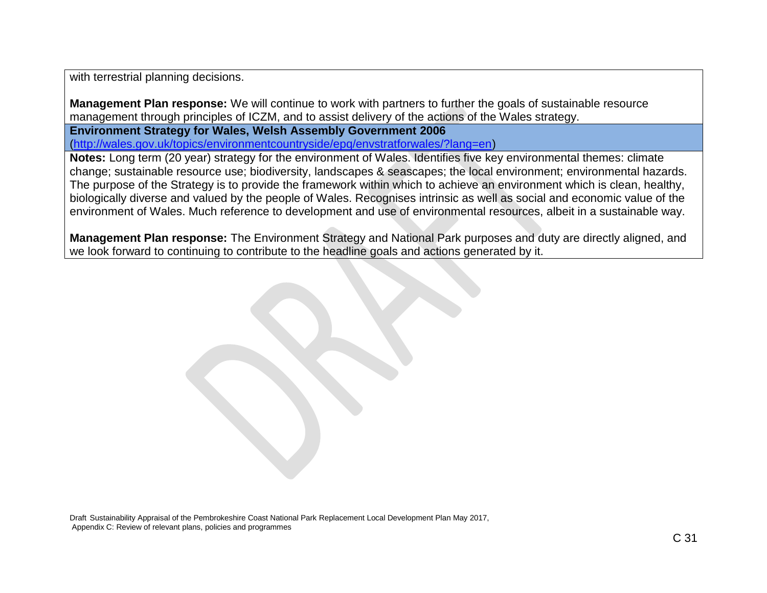with terrestrial planning decisions.

**Management Plan response:** We will continue to work with partners to further the goals of sustainable resource management through principles of ICZM, and to assist delivery of the actions of the Wales strategy.

**Environment Strategy for Wales, Welsh Assembly Government 2006**
(http://wales.gov.uk/topics/environmentcountryside/epq/envstratforwales/?lang=en)

**Notes:** Long term (20 year) strategy for the environment of Wales. Identifies five key environmental themes: climate change; sustainable resource use; biodiversity, landscapes & seascapes; the local environment; environmental hazards. The purpose of the Strategy is to provide the framework within which to achieve an environment which is clean, healthy, biologically diverse and valued by the people of Wales. Recognises intrinsic as well as social and economic value of the environment of Wales. Much reference to development and use of environmental resources, albeit in a sustainable way.

**Management Plan response:** The Environment Strategy and National Park purposes and duty are directly aligned, and we look forward to continuing to contribute to the headline goals and actions generated by it.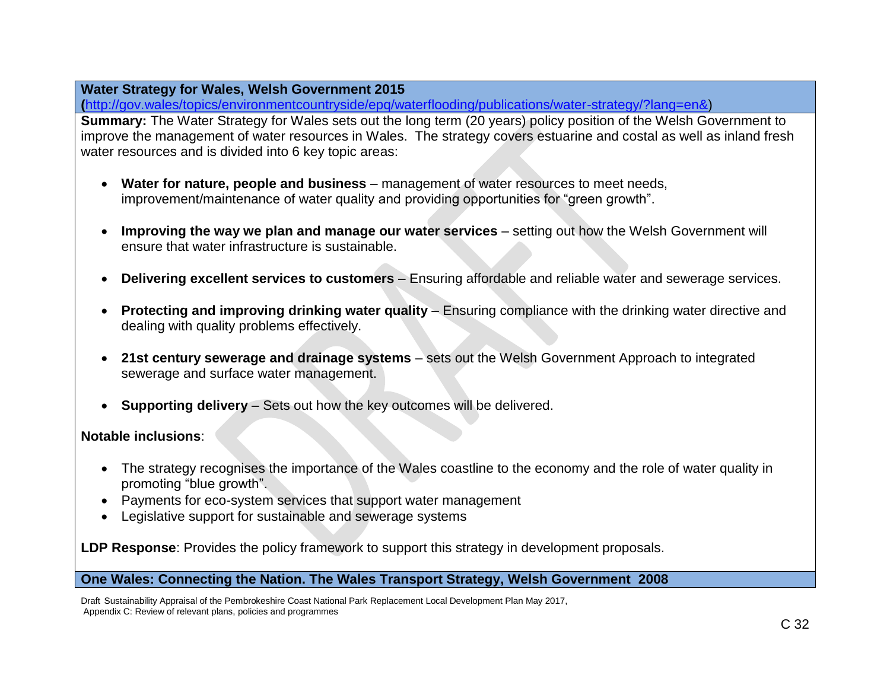**Water Strategy for Wales, Welsh Government 2015**
**(**[http://gov.wales/topics/environmentcountryside/epq/waterflooding/publications/water-strategy/?lang=en&](http://gov.wales/topics/environmentcountryside/epq/waterflooding/publications/water-strategy/?lang=en&))

**Summary:** The Water Strategy for Wales sets out the long term (20 years) policy position of the Welsh Government to improve the management of water resources in Wales. The strategy covers estuarine and costal as well as inland fresh water resources and is divided into 6 key topic areas:

- **Water for nature, people and business** – management of water resources to meet needs, improvement/maintenance of water quality and providing opportunities for "green growth".
- **Improving the way we plan and manage our water services** – setting out how the Welsh Government will ensure that water infrastructure is sustainable.
- **Delivering excellent services to customers** – Ensuring affordable and reliable water and sewerage services.
- **Protecting and improving drinking water quality** – Ensuring compliance with the drinking water directive and dealing with quality problems effectively.
- **21st century sewerage and drainage systems** – sets out the Welsh Government Approach to integrated sewerage and surface water management.
- **Supporting delivery** – Sets out how the key outcomes will be delivered.

**Notable inclusions**:

- The strategy recognises the importance of the Wales coastline to the economy and the role of water quality in promoting "blue growth".
- Payments for eco-system services that support water management
- Legislative support for sustainable and sewerage systems

**LDP Response**: Provides the policy framework to support this strategy in development proposals.

**One Wales: Connecting the Nation. The Wales Transport Strategy, Welsh Government 2008**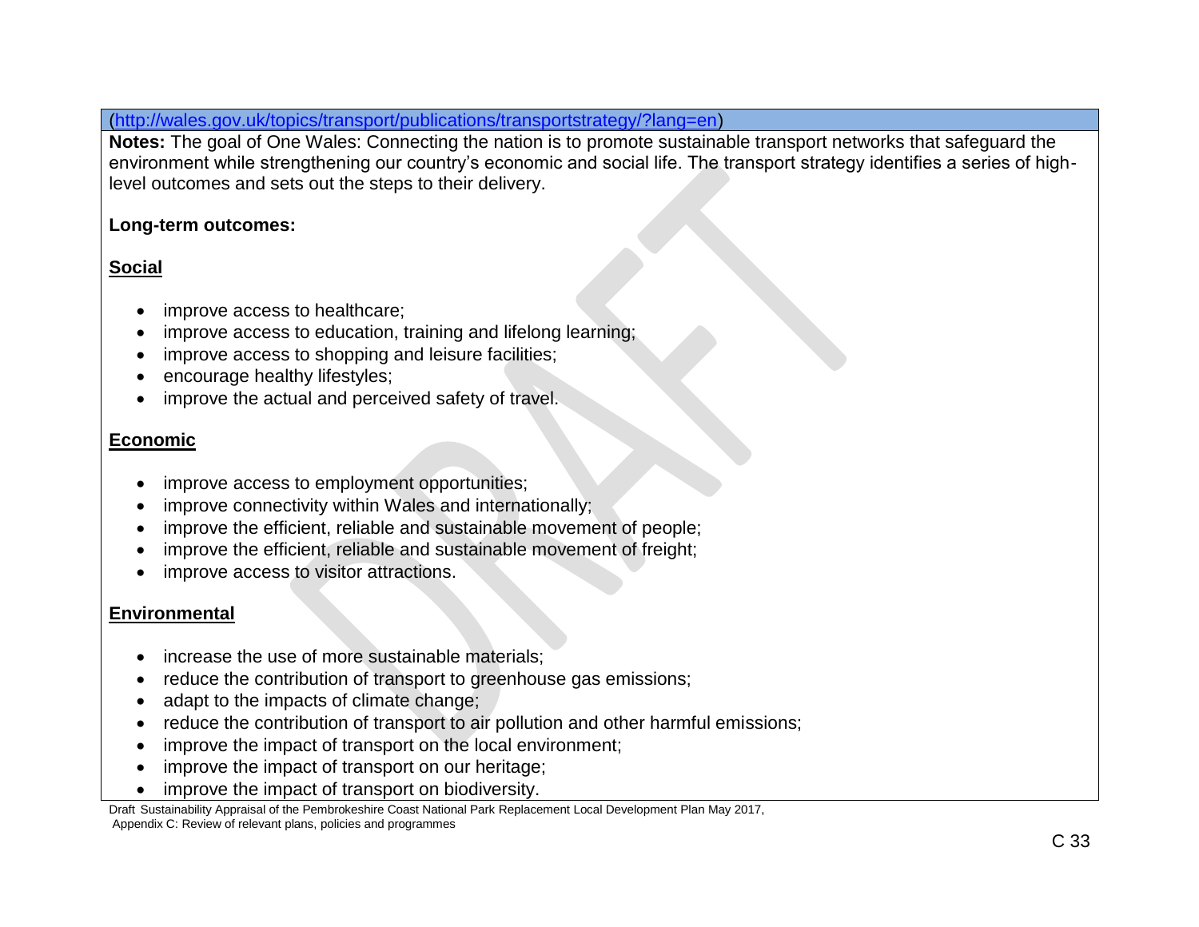(http://wales.gov.uk/topics/transport/publications/transportstrategy/?lang=en)

**Notes:** The goal of One Wales: Connecting the nation is to promote sustainable transport networks that safeguard the environment while strengthening our country's economic and social life. The transport strategy identifies a series of high-level outcomes and sets out the steps to their delivery.

**Long-term outcomes:**

**Social**

- improve access to healthcare;
- improve access to education, training and lifelong learning;
- improve access to shopping and leisure facilities;
- encourage healthy lifestyles;
- improve the actual and perceived safety of travel.

**Economic**

- improve access to employment opportunities;
- improve connectivity within Wales and internationally;
- improve the efficient, reliable and sustainable movement of people;
- improve the efficient, reliable and sustainable movement of freight;
- improve access to visitor attractions.

**Environmental**

- increase the use of more sustainable materials;
- reduce the contribution of transport to greenhouse gas emissions;
- adapt to the impacts of climate change;
- reduce the contribution of transport to air pollution and other harmful emissions;
- improve the impact of transport on the local environment;
- improve the impact of transport on our heritage;
- improve the impact of transport on biodiversity.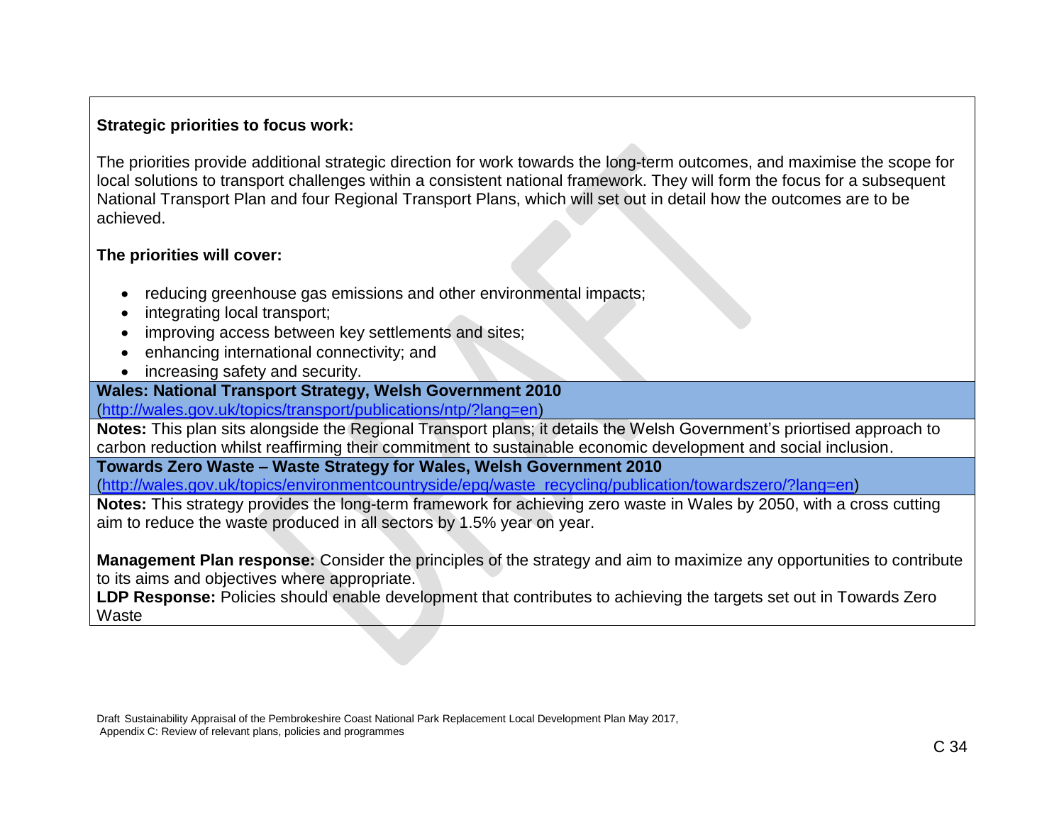**Strategic priorities to focus work:**

The priorities provide additional strategic direction for work towards the long-term outcomes, and maximise the scope for local solutions to transport challenges within a consistent national framework. They will form the focus for a subsequent National Transport Plan and four Regional Transport Plans, which will set out in detail how the outcomes are to be achieved.

**The priorities will cover:**

- reducing greenhouse gas emissions and other environmental impacts;
- integrating local transport;
- improving access between key settlements and sites;
- enhancing international connectivity; and
- increasing safety and security.

**Wales: National Transport Strategy, Welsh Government 2010**
(http://wales.gov.uk/topics/transport/publications/ntp/?lang=en)

**Notes:** This plan sits alongside the Regional Transport plans; it details the Welsh Government's priortised approach to carbon reduction whilst reaffirming their commitment to sustainable economic development and social inclusion.

**Towards Zero Waste – Waste Strategy for Wales, Welsh Government 2010**
(http://wales.gov.uk/topics/environmentcountryside/epq/waste_recycling/publication/towardszero/?lang=en)

**Notes:** This strategy provides the long-term framework for achieving zero waste in Wales by 2050, with a cross cutting aim to reduce the waste produced in all sectors by 1.5% year on year.

**Management Plan response:** Consider the principles of the strategy and aim to maximize any opportunities to contribute to its aims and objectives where appropriate.
**LDP Response:** Policies should enable development that contributes to achieving the targets set out in Towards Zero Waste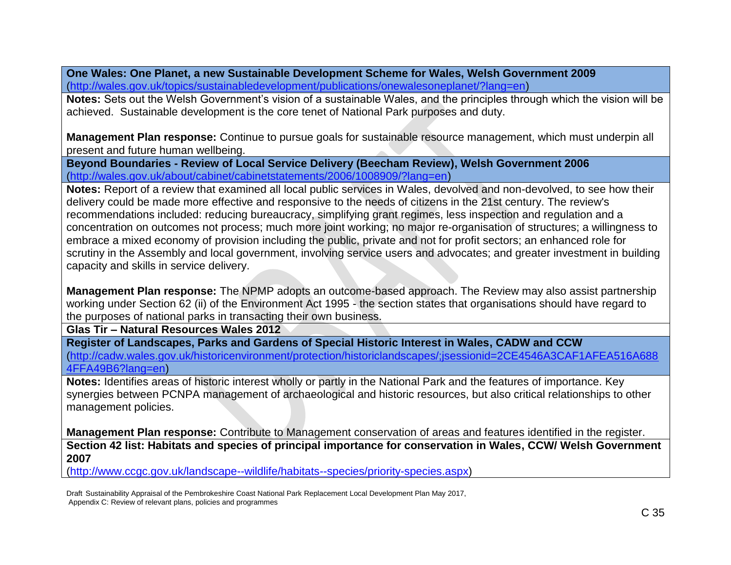| **One Wales: One Planet, a new Sustainable Development Scheme for Wales, Welsh Government 2009** (http://wales.gov.uk/topics/sustainabledevelopment/publications/onewalesoneplanet/?lang=en) |
|---|
| **Notes:** Sets out the Welsh Government's vision of a sustainable Wales, and the principles through which the vision will be achieved. Sustainable development is the core tenet of National Park purposes and duty.<br><br>**Management Plan response:** Continue to pursue goals for sustainable resource management, which must underpin all present and future human wellbeing. |
| **Beyond Boundaries - Review of Local Service Delivery (Beecham Review), Welsh Government 2006** (http://wales.gov.uk/about/cabinet/cabinetstatements/2006/1008909/?lang=en) |
| **Notes:** Report of a review that examined all local public services in Wales, devolved and non-devolved, to see how their delivery could be made more effective and responsive to the needs of citizens in the 21st century. The review's recommendations included: reducing bureaucracy, simplifying grant regimes, less inspection and regulation and a concentration on outcomes not process; much more joint working; no major re-organisation of structures; a willingness to embrace a mixed economy of provision including the public, private and not for profit sectors; an enhanced role for scrutiny in the Assembly and local government, involving service users and advocates; and greater investment in building capacity and skills in service delivery.<br><br>**Management Plan response:** The NPMP adopts an outcome-based approach. The Review may also assist partnership working under Section 62 (ii) of the Environment Act 1995 - the section states that organisations should have regard to the purposes of national parks in transacting their own business. |
| **Glas Tir – Natural Resources Wales 2012** |
| **Register of Landscapes, Parks and Gardens of Special Historic Interest in Wales, CADW and CCW** (http://cadw.wales.gov.uk/historicenvironment/protection/historiclandscapes/;jsessionid=2CE4546A3CAF1AFEA516A6884FFA49B6?lang=en) |
| **Notes:** Identifies areas of historic interest wholly or partly in the National Park and the features of importance. Key synergies between PCNPA management of archaeological and historic resources, but also critical relationships to other management policies.<br><br>**Management Plan response:** Contribute to Management conservation of areas and features identified in the register. |
| **Section 42 list: Habitats and species of principal importance for conservation in Wales, CCW/ Welsh Government 2007** (http://www.ccgc.gov.uk/landscape--wildlife/habitats--species/priority-species.aspx) |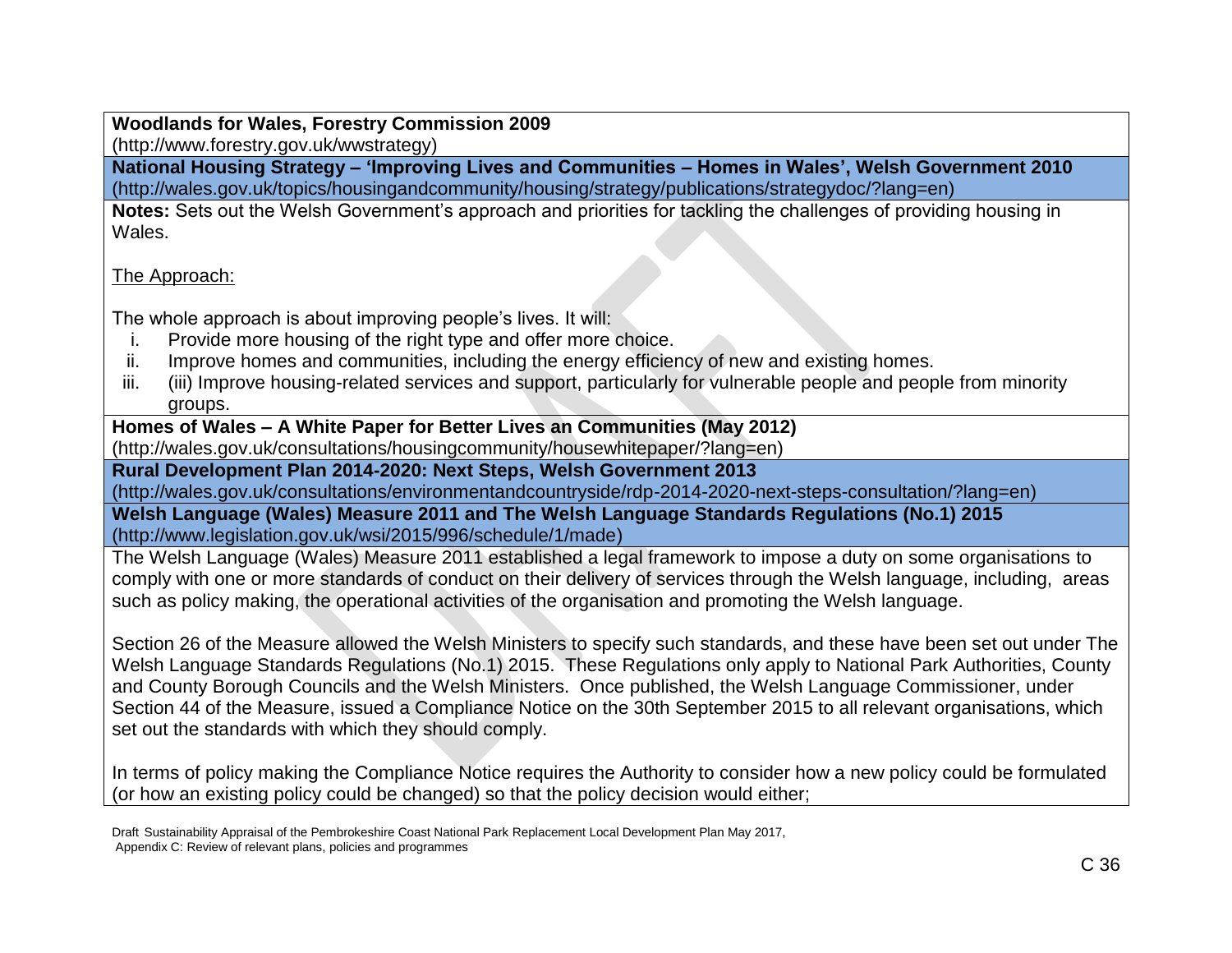**Woodlands for Wales, Forestry Commission 2009**
(http://www.forestry.gov.uk/wwstrategy)

**National Housing Strategy – 'Improving Lives and Communities – Homes in Wales', Welsh Government 2010**
(http://wales.gov.uk/topics/housingandcommunity/housing/strategy/publications/strategydoc/?lang=en)

**Notes:** Sets out the Welsh Government's approach and priorities for tackling the challenges of providing housing in Wales.

The Approach:

The whole approach is about improving people's lives. It will:

i. Provide more housing of the right type and offer more choice.
ii. Improve homes and communities, including the energy efficiency of new and existing homes.
iii. (iii) Improve housing-related services and support, particularly for vulnerable people and people from minority groups.

**Homes of Wales – A White Paper for Better Lives an Communities (May 2012)**
(http://wales.gov.uk/consultations/housingcommunity/housewhitepaper/?lang=en)

**Rural Development Plan 2014-2020: Next Steps, Welsh Government 2013**
(http://wales.gov.uk/consultations/environmentandcountryside/rdp-2014-2020-next-steps-consultation/?lang=en)

**Welsh Language (Wales) Measure 2011 and The Welsh Language Standards Regulations (No.1) 2015**
(http://www.legislation.gov.uk/wsi/2015/996/schedule/1/made)

The Welsh Language (Wales) Measure 2011 established a legal framework to impose a duty on some organisations to comply with one or more standards of conduct on their delivery of services through the Welsh language, including, areas such as policy making, the operational activities of the organisation and promoting the Welsh language.

Section 26 of the Measure allowed the Welsh Ministers to specify such standards, and these have been set out under The Welsh Language Standards Regulations (No.1) 2015. These Regulations only apply to National Park Authorities, County and County Borough Councils and the Welsh Ministers. Once published, the Welsh Language Commissioner, under Section 44 of the Measure, issued a Compliance Notice on the 30th September 2015 to all relevant organisations, which set out the standards with which they should comply.

In terms of policy making the Compliance Notice requires the Authority to consider how a new policy could be formulated (or how an existing policy could be changed) so that the policy decision would either;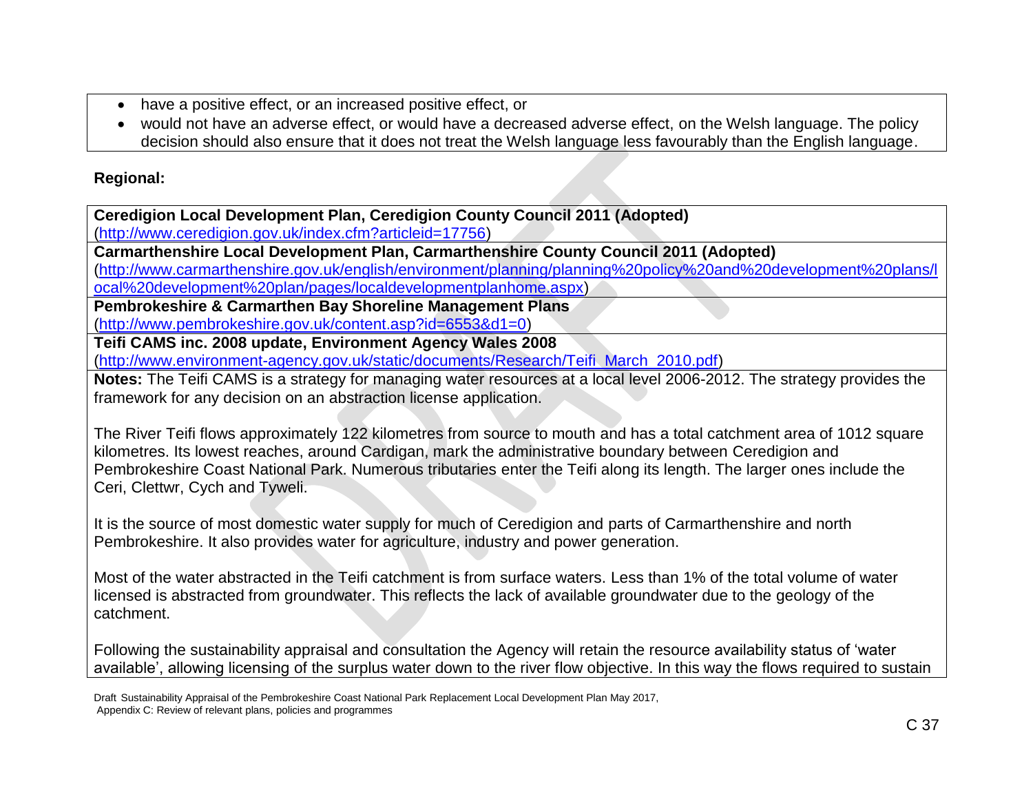- have a positive effect, or an increased positive effect, or
- would not have an adverse effect, or would have a decreased adverse effect, on the Welsh language. The policy decision should also ensure that it does not treat the Welsh language less favourably than the English language.

**Regional:**

**Ceredigion Local Development Plan, Ceredigion County Council 2011 (Adopted)**
(http://www.ceredigion.gov.uk/index.cfm?articleid=17756)

**Carmarthenshire Local Development Plan, Carmarthenshire County Council 2011 (Adopted)**
(http://www.carmarthenshire.gov.uk/english/environment/planning/planning%20policy%20and%20development%20plans/local%20development%20plan/pages/localdevelopmentplanhome.aspx)

**Pembrokeshire & Carmarthen Bay Shoreline Management Plans**
(http://www.pembrokeshire.gov.uk/content.asp?id=6553&d1=0)

**Teifi CAMS inc. 2008 update, Environment Agency Wales 2008**
(http://www.environment-agency.gov.uk/static/documents/Research/Teifi_March_2010.pdf)

**Notes:** The Teifi CAMS is a strategy for managing water resources at a local level 2006-2012. The strategy provides the framework for any decision on an abstraction license application.

The River Teifi flows approximately 122 kilometres from source to mouth and has a total catchment area of 1012 square kilometres. Its lowest reaches, around Cardigan, mark the administrative boundary between Ceredigion and Pembrokeshire Coast National Park. Numerous tributaries enter the Teifi along its length. The larger ones include the Ceri, Clettwr, Cych and Tyweli.

It is the source of most domestic water supply for much of Ceredigion and parts of Carmarthenshire and north Pembrokeshire. It also provides water for agriculture, industry and power generation.

Most of the water abstracted in the Teifi catchment is from surface waters. Less than 1% of the total volume of water licensed is abstracted from groundwater. This reflects the lack of available groundwater due to the geology of the catchment.

Following the sustainability appraisal and consultation the Agency will retain the resource availability status of 'water available', allowing licensing of the surplus water down to the river flow objective. In this way the flows required to sustain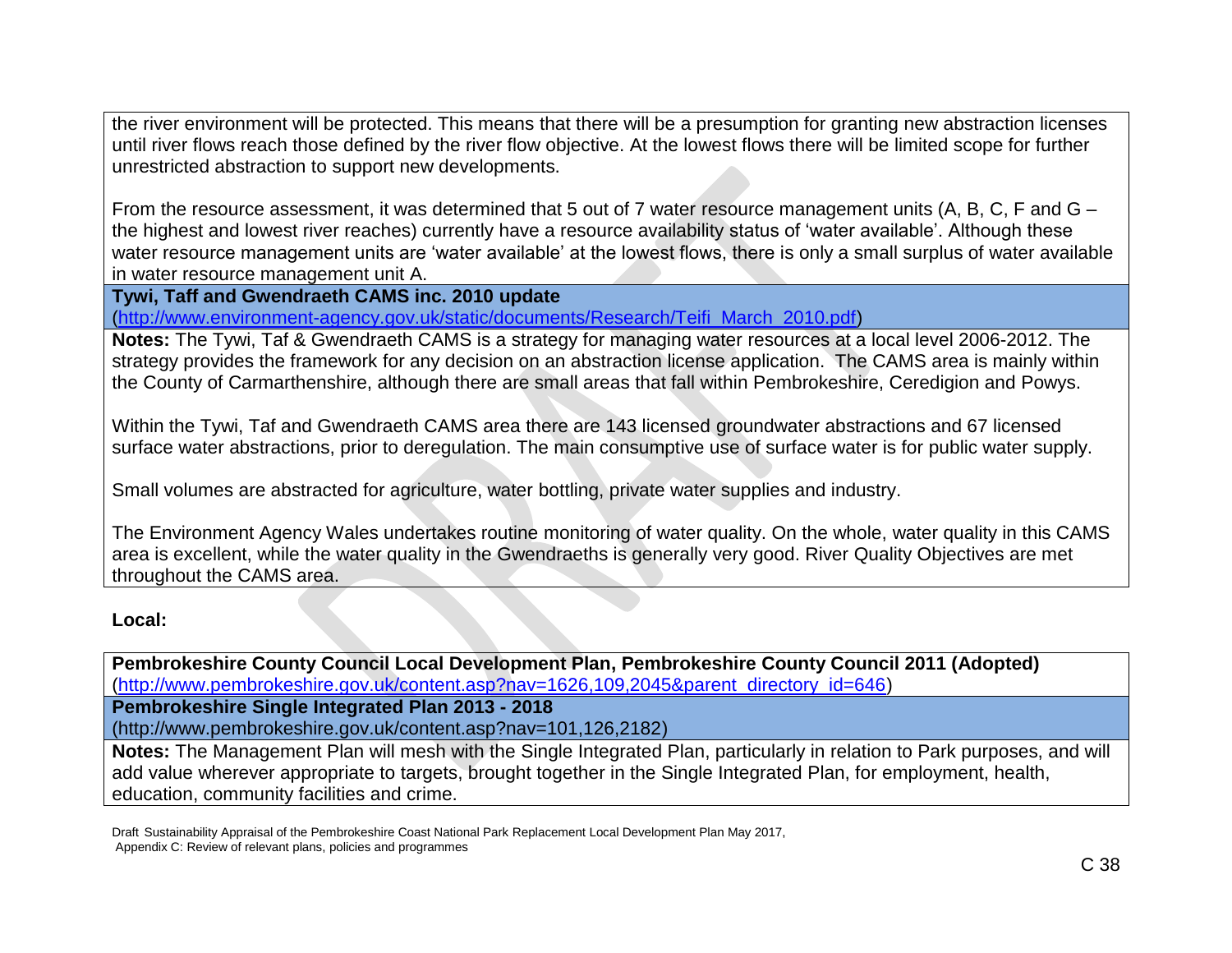the river environment will be protected. This means that there will be a presumption for granting new abstraction licenses until river flows reach those defined by the river flow objective. At the lowest flows there will be limited scope for further unrestricted abstraction to support new developments.

From the resource assessment, it was determined that 5 out of 7 water resource management units (A, B, C, F and G – the highest and lowest river reaches) currently have a resource availability status of 'water available'. Although these water resource management units are 'water available' at the lowest flows, there is only a small surplus of water available in water resource management unit A.

**Tywi, Taff and Gwendraeth CAMS inc. 2010 update**
(http://www.environment-agency.gov.uk/static/documents/Research/Teifi_March_2010.pdf)

**Notes:** The Tywi, Taf & Gwendraeth CAMS is a strategy for managing water resources at a local level 2006-2012. The strategy provides the framework for any decision on an abstraction license application. The CAMS area is mainly within the County of Carmarthenshire, although there are small areas that fall within Pembrokeshire, Ceredigion and Powys.

Within the Tywi, Taf and Gwendraeth CAMS area there are 143 licensed groundwater abstractions and 67 licensed surface water abstractions, prior to deregulation. The main consumptive use of surface water is for public water supply.

Small volumes are abstracted for agriculture, water bottling, private water supplies and industry.

The Environment Agency Wales undertakes routine monitoring of water quality. On the whole, water quality in this CAMS area is excellent, while the water quality in the Gwendraeths is generally very good. River Quality Objectives are met throughout the CAMS area.

**Local:**

**Pembrokeshire County Council Local Development Plan, Pembrokeshire County Council 2011 (Adopted)**
(http://www.pembrokeshire.gov.uk/content.asp?nav=1626,109,2045&parent_directory_id=646)

**Pembrokeshire Single Integrated Plan 2013 - 2018**
(http://www.pembrokeshire.gov.uk/content.asp?nav=101,126,2182)

**Notes:** The Management Plan will mesh with the Single Integrated Plan, particularly in relation to Park purposes, and will add value wherever appropriate to targets, brought together in the Single Integrated Plan, for employment, health, education, community facilities and crime.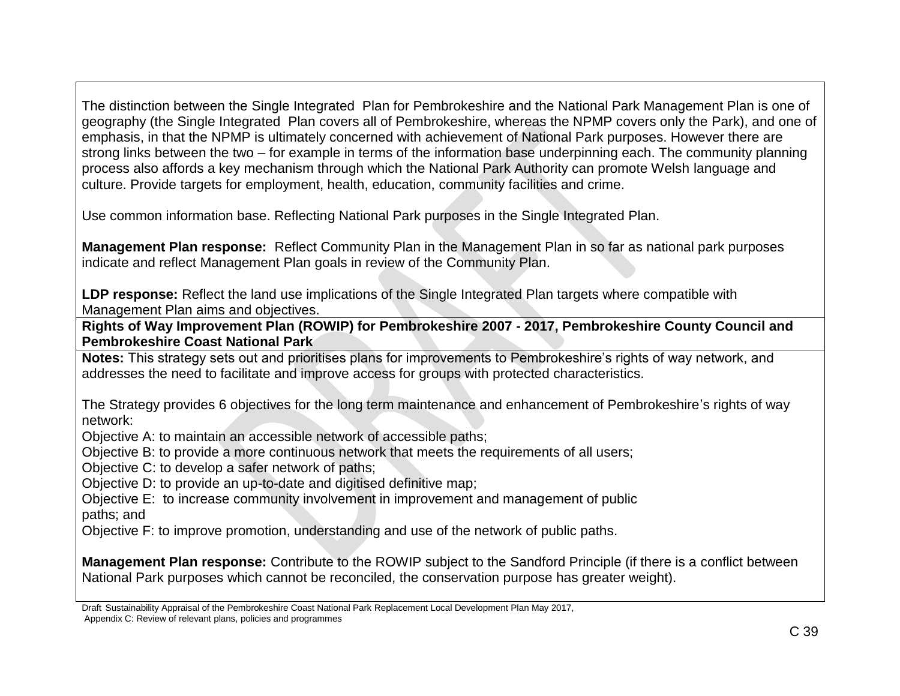The distinction between the Single Integrated Plan for Pembrokeshire and the National Park Management Plan is one of geography (the Single Integrated Plan covers all of Pembrokeshire, whereas the NPMP covers only the Park), and one of emphasis, in that the NPMP is ultimately concerned with achievement of National Park purposes. However there are strong links between the two – for example in terms of the information base underpinning each. The community planning process also affords a key mechanism through which the National Park Authority can promote Welsh language and culture. Provide targets for employment, health, education, community facilities and crime.

Use common information base. Reflecting National Park purposes in the Single Integrated Plan.

**Management Plan response:** Reflect Community Plan in the Management Plan in so far as national park purposes indicate and reflect Management Plan goals in review of the Community Plan.

**LDP response:** Reflect the land use implications of the Single Integrated Plan targets where compatible with Management Plan aims and objectives.

**Rights of Way Improvement Plan (ROWIP) for Pembrokeshire 2007 - 2017, Pembrokeshire County Council and Pembrokeshire Coast National Park**

**Notes:** This strategy sets out and prioritises plans for improvements to Pembrokeshire's rights of way network, and addresses the need to facilitate and improve access for groups with protected characteristics.

The Strategy provides 6 objectives for the long term maintenance and enhancement of Pembrokeshire's rights of way network:

Objective A: to maintain an accessible network of accessible paths;
Objective B: to provide a more continuous network that meets the requirements of all users;
Objective C: to develop a safer network of paths;
Objective D: to provide an up-to-date and digitised definitive map;
Objective E: to increase community involvement in improvement and management of public paths; and
Objective F: to improve promotion, understanding and use of the network of public paths.

**Management Plan response:** Contribute to the ROWIP subject to the Sandford Principle (if there is a conflict between National Park purposes which cannot be reconciled, the conservation purpose has greater weight).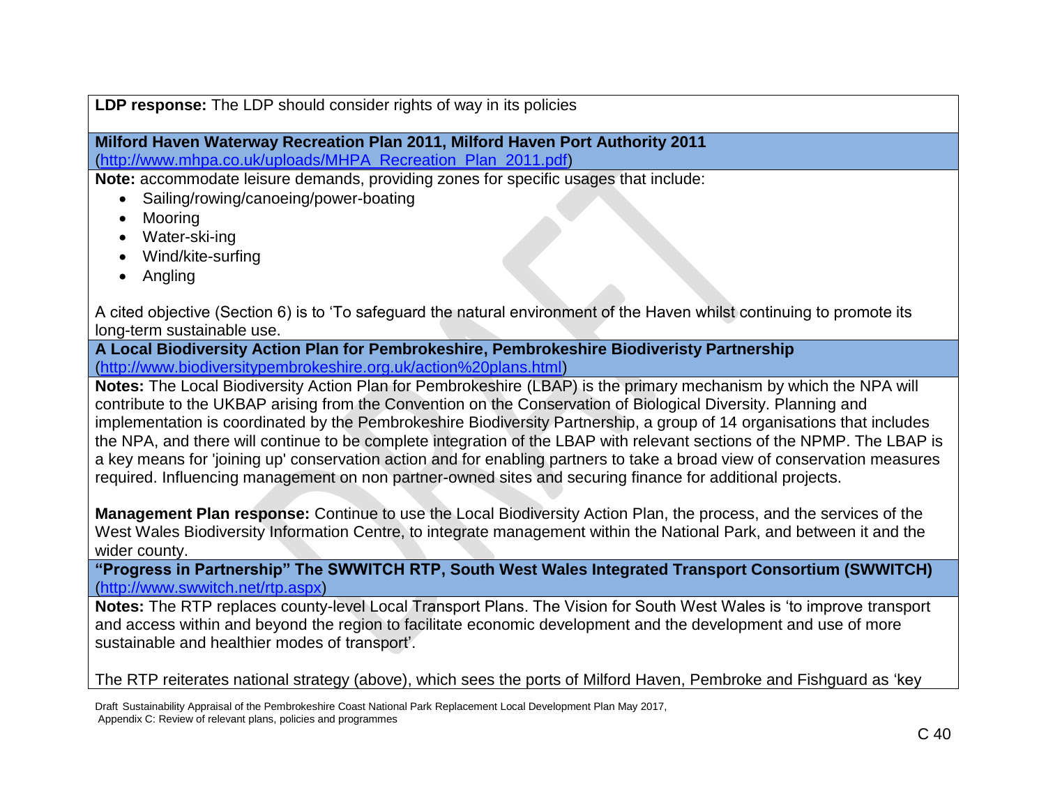**LDP response:** The LDP should consider rights of way in its policies

**Milford Haven Waterway Recreation Plan 2011, Milford Haven Port Authority 2011**
(http://www.mhpa.co.uk/uploads/MHPA_Recreation_Plan_2011.pdf)

**Note:** accommodate leisure demands, providing zones for specific usages that include:

- Sailing/rowing/canoeing/power-boating
- Mooring
- Water-ski-ing
- Wind/kite-surfing
- Angling

A cited objective (Section 6) is to 'To safeguard the natural environment of the Haven whilst continuing to promote its long-term sustainable use.

**A Local Biodiversity Action Plan for Pembrokeshire, Pembrokeshire Biodiveristy Partnership**
(http://www.biodiversitypembrokeshire.org.uk/action%20plans.html)

**Notes:** The Local Biodiversity Action Plan for Pembrokeshire (LBAP) is the primary mechanism by which the NPA will contribute to the UKBAP arising from the Convention on the Conservation of Biological Diversity. Planning and implementation is coordinated by the Pembrokeshire Biodiversity Partnership, a group of 14 organisations that includes the NPA, and there will continue to be complete integration of the LBAP with relevant sections of the NPMP. The LBAP is a key means for 'joining up' conservation action and for enabling partners to take a broad view of conservation measures required. Influencing management on non partner-owned sites and securing finance for additional projects.

**Management Plan response:** Continue to use the Local Biodiversity Action Plan, the process, and the services of the West Wales Biodiversity Information Centre, to integrate management within the National Park, and between it and the wider county.

**"Progress in Partnership" The SWWITCH RTP, South West Wales Integrated Transport Consortium (SWWITCH)**
(http://www.swwitch.net/rtp.aspx)

**Notes:** The RTP replaces county-level Local Transport Plans. The Vision for South West Wales is 'to improve transport and access within and beyond the region to facilitate economic development and the development and use of more sustainable and healthier modes of transport'.

The RTP reiterates national strategy (above), which sees the ports of Milford Haven, Pembroke and Fishguard as 'key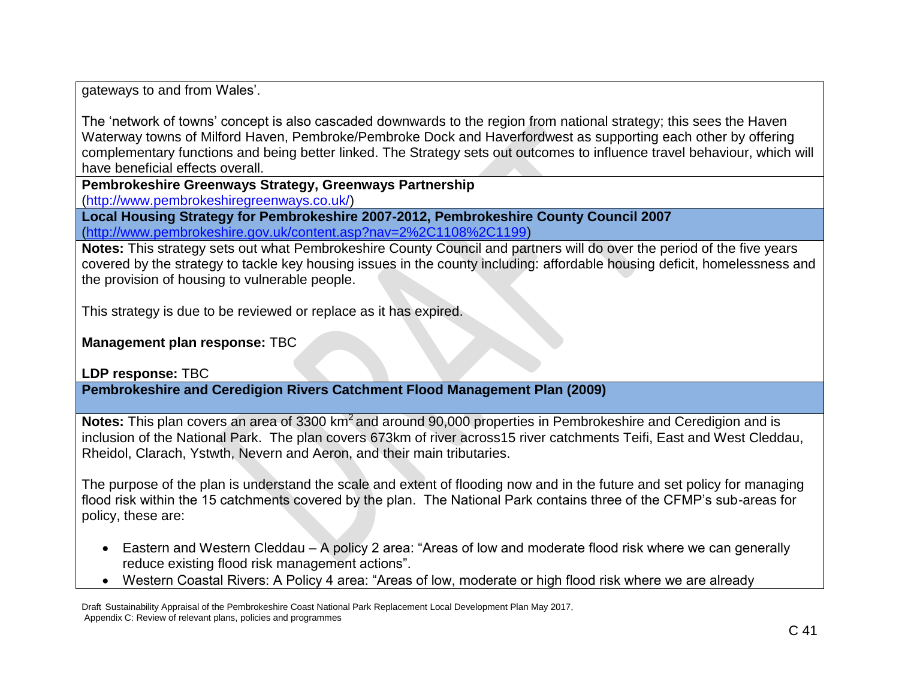gateways to and from Wales'.

The 'network of towns' concept is also cascaded downwards to the region from national strategy; this sees the Haven Waterway towns of Milford Haven, Pembroke/Pembroke Dock and Haverfordwest as supporting each other by offering complementary functions and being better linked. The Strategy sets out outcomes to influence travel behaviour, which will have beneficial effects overall.

**Pembrokeshire Greenways Strategy, Greenways Partnership**
(http://www.pembrokeshiregreenways.co.uk/)

**Local Housing Strategy for Pembrokeshire 2007-2012, Pembrokeshire County Council 2007**
(http://www.pembrokeshire.gov.uk/content.asp?nav=2%2C1108%2C1199)

**Notes:** This strategy sets out what Pembrokeshire County Council and partners will do over the period of the five years covered by the strategy to tackle key housing issues in the county including: affordable housing deficit, homelessness and the provision of housing to vulnerable people.

This strategy is due to be reviewed or replace as it has expired.

**Management plan response:** TBC

**LDP response:** TBC

**Pembrokeshire and Ceredigion Rivers Catchment Flood Management Plan (2009)**

**Notes:** This plan covers an area of 3300 $km^2$ and around 90,000 properties in Pembrokeshire and Ceredigion and is inclusion of the National Park. The plan covers 673km of river across15 river catchments Teifi, East and West Cleddau, Rheidol, Clarach, Ystwth, Nevern and Aeron, and their main tributaries.

The purpose of the plan is understand the scale and extent of flooding now and in the future and set policy for managing flood risk within the 15 catchments covered by the plan. The National Park contains three of the CFMP's sub-areas for policy, these are:

- Eastern and Western Cleddau – A policy 2 area: "Areas of low and moderate flood risk where we can generally reduce existing flood risk management actions".
- Western Coastal Rivers: A Policy 4 area: "Areas of low, moderate or high flood risk where we are already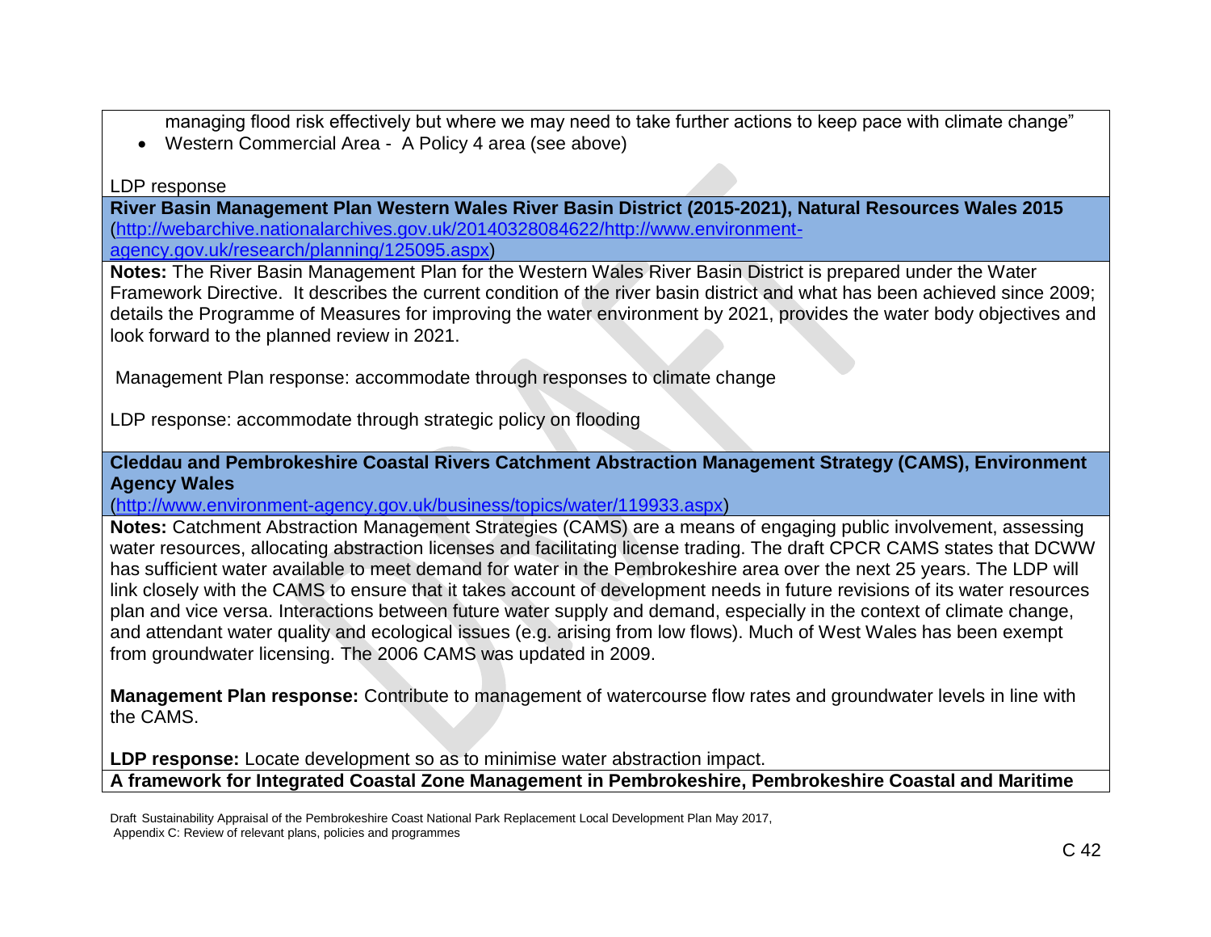managing flood risk effectively but where we may need to take further actions to keep pace with climate change"

- Western Commercial Area - A Policy 4 area (see above)

LDP response

**River Basin Management Plan Western Wales River Basin District (2015-2021), Natural Resources Wales 2015**
(http://webarchive.nationalarchives.gov.uk/20140328084622/http://www.environment-agency.gov.uk/research/planning/125095.aspx)

**Notes:** The River Basin Management Plan for the Western Wales River Basin District is prepared under the Water Framework Directive. It describes the current condition of the river basin district and what has been achieved since 2009; details the Programme of Measures for improving the water environment by 2021, provides the water body objectives and look forward to the planned review in 2021.

Management Plan response: accommodate through responses to climate change

LDP response: accommodate through strategic policy on flooding

**Cleddau and Pembrokeshire Coastal Rivers Catchment Abstraction Management Strategy (CAMS), Environment Agency Wales**
(http://www.environment-agency.gov.uk/business/topics/water/119933.aspx)

**Notes:** Catchment Abstraction Management Strategies (CAMS) are a means of engaging public involvement, assessing water resources, allocating abstraction licenses and facilitating license trading. The draft CPCR CAMS states that DCWW has sufficient water available to meet demand for water in the Pembrokeshire area over the next 25 years. The LDP will link closely with the CAMS to ensure that it takes account of development needs in future revisions of its water resources plan and vice versa. Interactions between future water supply and demand, especially in the context of climate change, and attendant water quality and ecological issues (e.g. arising from low flows). Much of West Wales has been exempt from groundwater licensing. The 2006 CAMS was updated in 2009.

**Management Plan response:** Contribute to management of watercourse flow rates and groundwater levels in line with the CAMS.

**LDP response:** Locate development so as to minimise water abstraction impact.

**A framework for Integrated Coastal Zone Management in Pembrokeshire, Pembrokeshire Coastal and Maritime**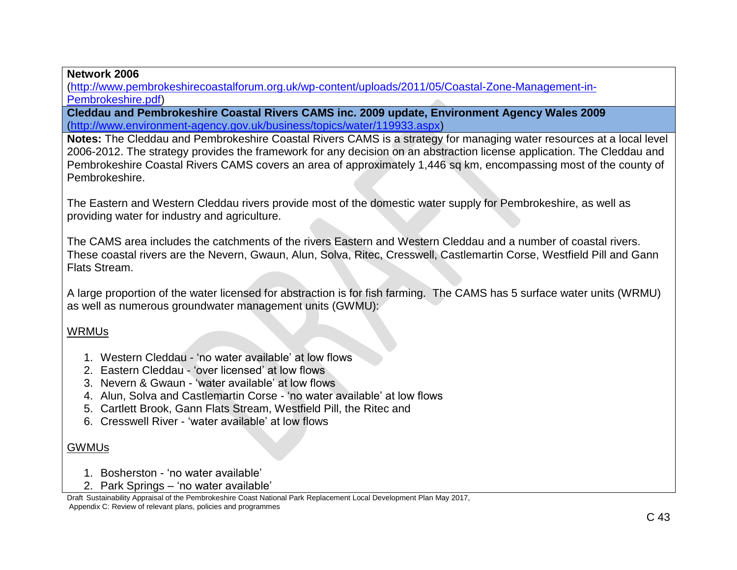**Network 2006**
(http://www.pembrokeshirecoastalforum.org.uk/wp-content/uploads/2011/05/Coastal-Zone-Management-in-Pembrokeshire.pdf)

**Cleddau and Pembrokeshire Coastal Rivers CAMS inc. 2009 update, Environment Agency Wales 2009**
(http://www.environment-agency.gov.uk/business/topics/water/119933.aspx)

**Notes:** The Cleddau and Pembrokeshire Coastal Rivers CAMS is a strategy for managing water resources at a local level 2006-2012. The strategy provides the framework for any decision on an abstraction license application. The Cleddau and Pembrokeshire Coastal Rivers CAMS covers an area of approximately 1,446 sq km, encompassing most of the county of Pembrokeshire.

The Eastern and Western Cleddau rivers provide most of the domestic water supply for Pembrokeshire, as well as providing water for industry and agriculture.

The CAMS area includes the catchments of the rivers Eastern and Western Cleddau and a number of coastal rivers. These coastal rivers are the Nevern, Gwaun, Alun, Solva, Ritec, Cresswell, Castlemartin Corse, Westfield Pill and Gann Flats Stream.

A large proportion of the water licensed for abstraction is for fish farming. The CAMS has 5 surface water units (WRMU) as well as numerous groundwater management units (GWMU):

WRMUs

1. Western Cleddau - 'no water available' at low flows
2. Eastern Cleddau - 'over licensed' at low flows
3. Nevern & Gwaun - 'water available' at low flows
4. Alun, Solva and Castlemartin Corse - 'no water available' at low flows
5. Cartlett Brook, Gann Flats Stream, Westfield Pill, the Ritec and
6. Cresswell River - 'water available' at low flows

GWMUs

1. Bosherston - 'no water available'
2. Park Springs – 'no water available'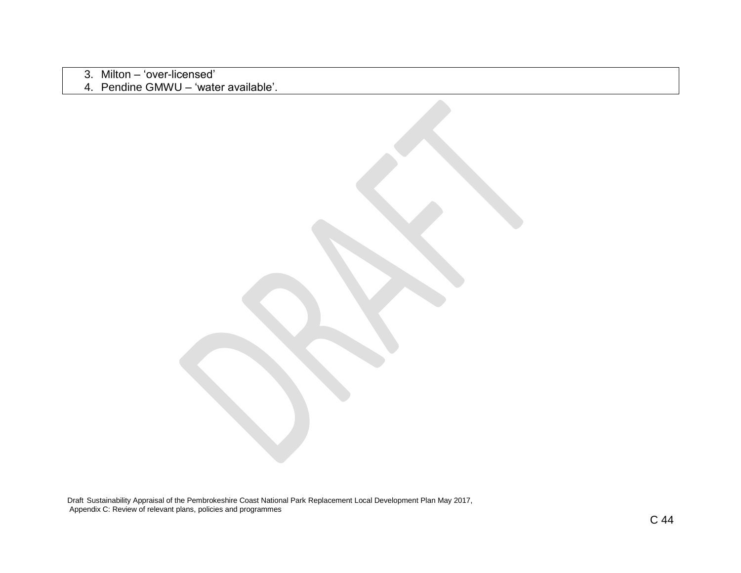3. Milton – 'over-licensed'
4. Pendine GMWU – 'water available'.